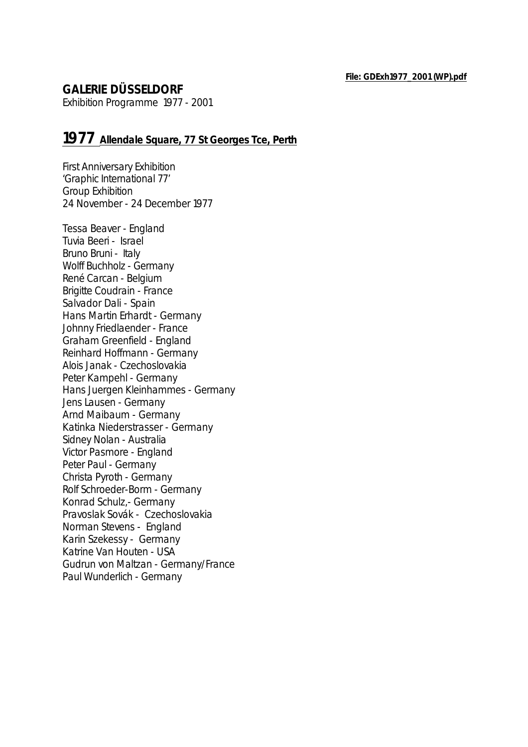File: GDExh1977_2001 (WP).pdf

# GALERIE DÜSSELDORF

Exhibition Programme 1977 - 2001

## 1977 Allendale Square, 77 St Georges Tce, Perth

First Anniversary Exhibition
'Graphic International 77'
Group Exhibition
24 November - 24 December 1977

Tessa Beaver - England
Tuvia Beeri - Israel
Bruno Bruni - Italy
Wolff Buchholz - Germany
René Carcan - Belgium
Brigitte Coudrain - France
Salvador Dali - Spain
Hans Martin Erhardt - Germany
Johnny Friedlaender - France
Graham Greenfield - England
Reinhard Hoffmann - Germany
Alois Janak - Czechoslovakia
Peter Kampehl - Germany
Hans Juergen Kleinhammes - Germany
Jens Lausen - Germany
Arnd Maibaum - Germany
Katinka Niederstrasser - Germany
Sidney Nolan - Australia
Victor Pasmore - England
Peter Paul - Germany
Christa Pyroth - Germany
Rolf Schroeder-Borm - Germany
Konrad Schulz,- Germany
Pravoslak Sovák - Czechoslovakia
Norman Stevens - England
Karin Szekessy - Germany
Katrine Van Houten - USA
Gudrun von Maltzan - Germany/France
Paul Wunderlich - Germany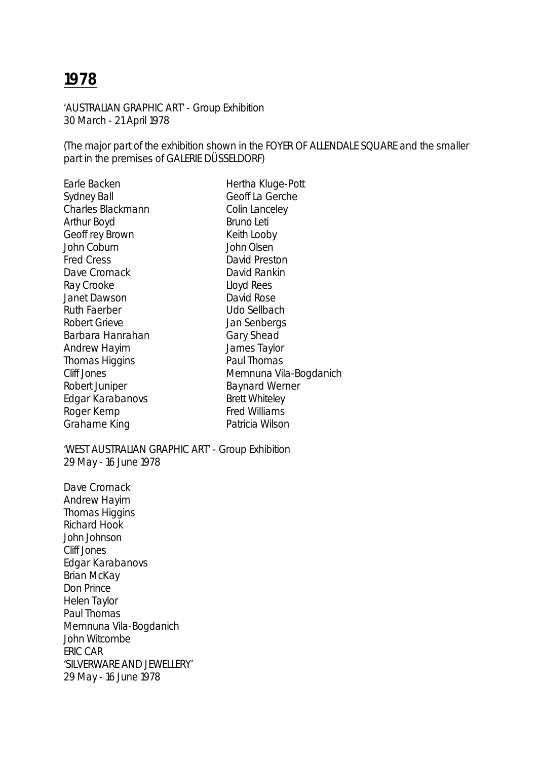# 1978

'AUSTRALIAN GRAPHIC ART' - Group Exhibition
30 March - 21 April 1978

(The major part of the exhibition shown in the FOYER OF ALLENDALE SQUARE and the smaller part in the premises of GALERIE DÜSSELDORF)

Earle Backen
Sydney Ball
Charles Blackmann
Arthur Boyd
Geoff rey Brown
John Coburn
Fred Cress
Dave Cromack
Ray Crooke
Janet Dawson
Ruth Faerber
Robert Grieve
Barbara Hanrahan
Andrew Hayim
Thomas Higgins
Cliff Jones
Robert Juniper
Edgar Karabanovs
Roger Kemp
Grahame King
Hertha Kluge-Pott
Geoff La Gerche
Colin Lanceley
Bruno Leti
Keith Looby
John Olsen
David Preston
David Rankin
Lloyd Rees
David Rose
Udo Sellbach
Jan Senbergs
Gary Shead
James Taylor
Paul Thomas
Memnuna Vila-Bogdanich
Baynard Werner
Brett Whiteley
Fred Williams
Patricia Wilson

'WEST AUSTRALIAN GRAPHIC ART' - Group Exhibition
29 May - 16 June 1978

Dave Cromack
Andrew Hayim
Thomas Higgins
Richard Hook
John Johnson
Cliff Jones
Edgar Karabanovs
Brian McKay
Don Prince
Helen Taylor
Paul Thomas
Memnuna Vila-Bogdanich
John Witcombe
ERIC CAR
'SILVERWARE AND JEWELLERY'
29 May - 16 June 1978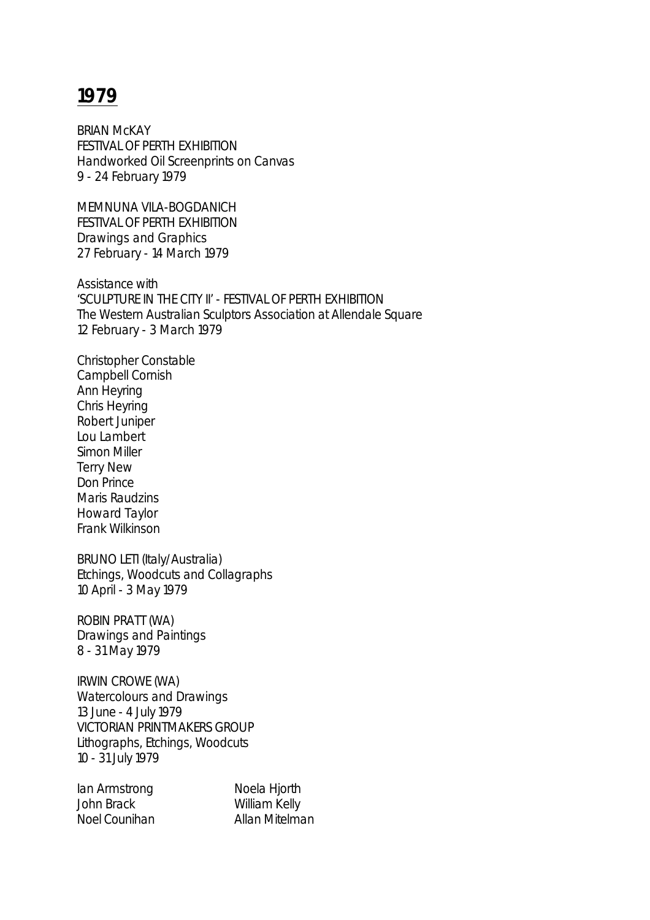# **1979**

BRIAN McKAY
FESTIVAL OF PERTH EXHIBITION
Handworked Oil Screenprints on Canvas
9 - 24 February 1979

MEMNUNA VILA-BOGDANICH
FESTIVAL OF PERTH EXHIBITION
Drawings and Graphics
27 February - 14 March 1979

Assistance with
'SCULPTURE IN THE CITY II' - FESTIVAL OF PERTH EXHIBITION
The Western Australian Sculptors Association at Allendale Square
12 February - 3 March 1979

Christopher Constable
Campbell Cornish
Ann Heyring
Chris Heyring
Robert Juniper
Lou Lambert
Simon Miller
Terry New
Don Prince
Maris Raudzins
Howard Taylor
Frank Wilkinson

BRUNO LETI (Italy/Australia)
Etchings, Woodcuts and Collagraphs
10 April - 3 May 1979

ROBIN PRATT (WA)
Drawings and Paintings
8 - 31 May 1979

IRWIN CROWE (WA)
Watercolours and Drawings
13 June - 4 July 1979
VICTORIAN PRINTMAKERS GROUP
Lithographs, Etchings, Woodcuts
10 - 31 July 1979

Ian Armstrong
John Brack
Noel Counihan
Noela Hjorth
William Kelly
Allan Mitelman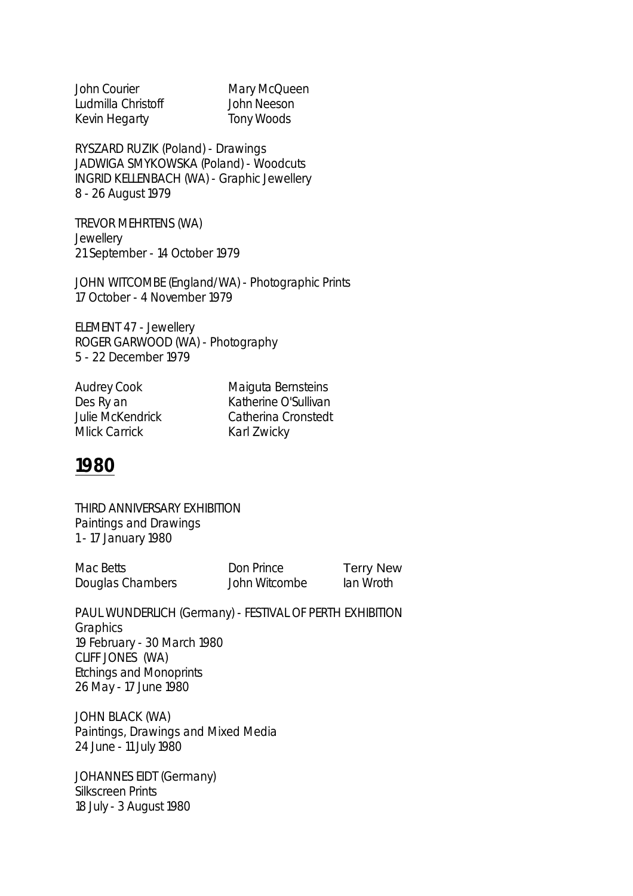| | |
|---|---|
| John Courier | Mary McQueen |
| Ludmilla Christoff | John Neeson |
| Kevin Hegarty | Tony Woods |

RYSZARD RUZIK (Poland) - Drawings
JADWIGA SMYKOWSKA (Poland) - Woodcuts
INGRID KELLENBACH (WA) - Graphic Jewellery
8 - 26 August 1979

TREVOR MEHRTENS (WA)
Jewellery
21 September - 14 October 1979

JOHN WITCOMBE (England/WA) - Photographic Prints
17 October - 4 November 1979

ELEMENT 47 - Jewellery
ROGER GARWOOD (WA) - Photography
5 - 22 December 1979

| | |
|---|---|
| Audrey Cook | Maiguta Bernsteins |
| Des Ry an | Katherine O'Sullivan |
| Julie McKendrick | Catherina Cronstedt |
| Mlick Carrick | Karl Zwicky |

## 1980

THIRD ANNIVERSARY EXHIBITION
Paintings and Drawings
1 - 17 January 1980

| | | |
|---|---|---|
| Mac Betts | Don Prince | Terry New |
| Douglas Chambers | John Witcombe | Ian Wroth |

PAUL WUNDERLICH (Germany) - FESTIVAL OF PERTH EXHIBITION
Graphics
19 February - 30 March 1980
CLIFF JONES (WA)
Etchings and Monoprints
26 May - 17 June 1980

JOHN BLACK (WA)
Paintings, Drawings and Mixed Media
24 June - 11 July 1980

JOHANNES EIDT (Germany)
Silkscreen Prints
18 July - 3 August 1980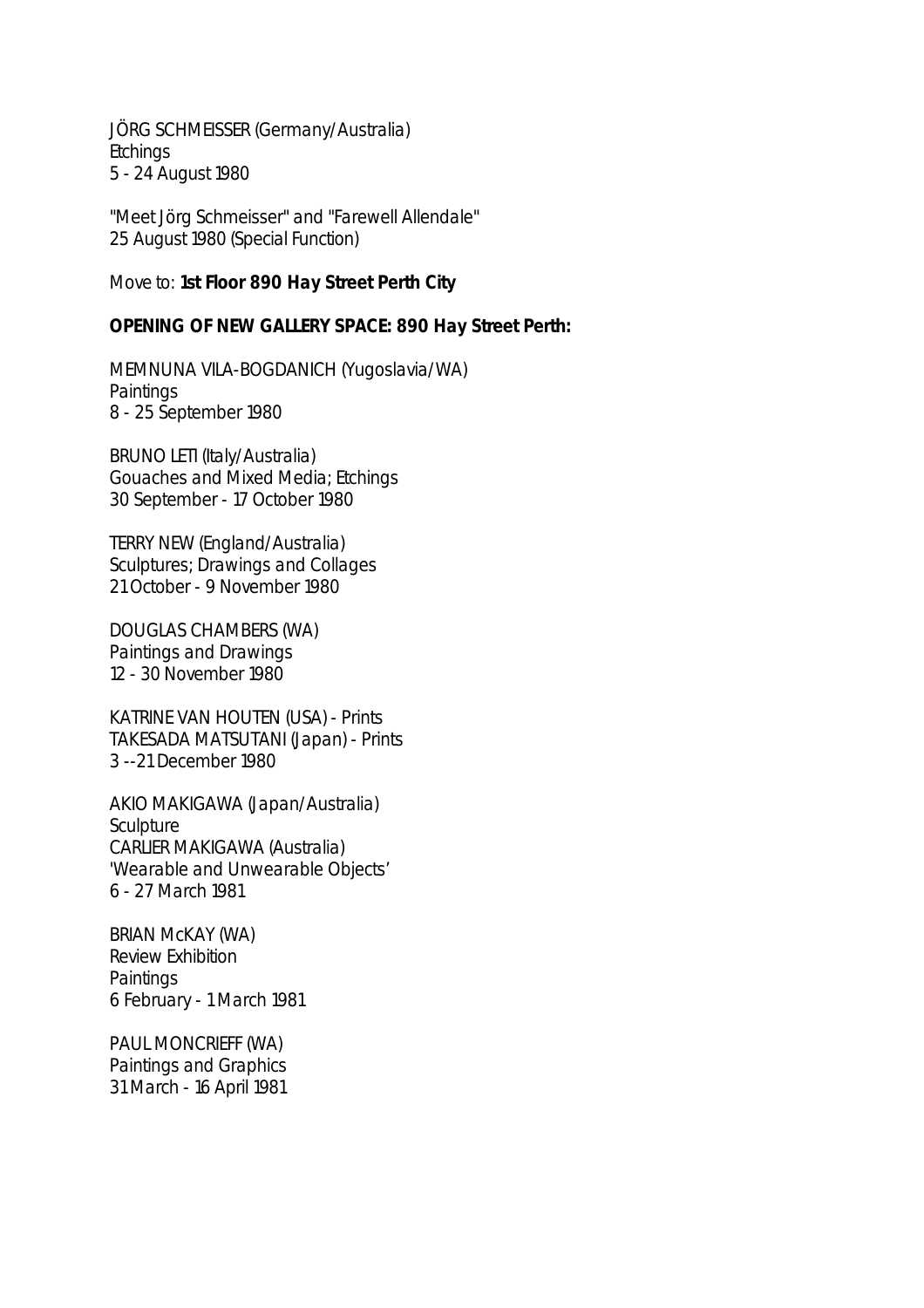JÖRG SCHMEISSER (Germany/Australia)
Etchings
5 - 24 August 1980

"Meet Jörg Schmeisser" and "Farewell Allendale"
25 August 1980 (Special Function)

Move to: **1st Floor 890 Hay Street Perth City**

**OPENING OF NEW GALLERY SPACE: 890 Hay Street Perth:**

MEMNUNA VILA-BOGDANICH (Yugoslavia/WA)
Paintings
8 - 25 September 1980

BRUNO LETI (Italy/Australia)
Gouaches and Mixed Media; Etchings
30 September - 17 October 1980

TERRY NEW (England/Australia)
Sculptures; Drawings and Collages
21 October - 9 November 1980

DOUGLAS CHAMBERS (WA)
Paintings and Drawings
12 - 30 November 1980

KATRINE VAN HOUTEN (USA) - Prints
TAKESADA MATSUTANI (Japan) - Prints
3 --21 December 1980

AKIO MAKIGAWA (Japan/Australia)
Sculpture
CARLIER MAKIGAWA (Australia)
'Wearable and Unwearable Objects'
6 - 27 March 1981

BRIAN McKAY (WA)
Review Exhibition
Paintings
6 February - 1 March 1981

PAUL MONCRIEFF (WA)
Paintings and Graphics
31 March - 16 April 1981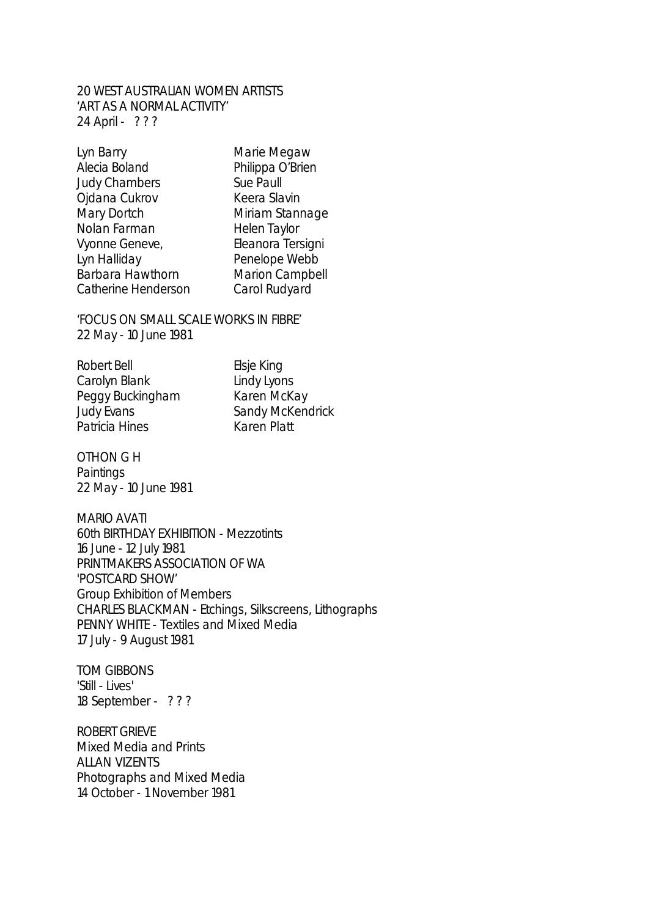20 WEST AUSTRALIAN WOMEN ARTISTS
'ART AS A NORMAL ACTIVITY'
24 April - ? ? ?

Lyn Barry
Alecia Boland
Judy Chambers
Ojdana Cukrov
Mary Dortch
Nolan Farman
Vyonne Geneve,
Lyn Halliday
Barbara Hawthorn
Catherine Henderson
Marie Megaw
Philippa O'Brien
Sue Paull
Keera Slavin
Miriam Stannage
Helen Taylor
Eleanora Tersigni
Penelope Webb
Marion Campbell
Carol Rudyard

'FOCUS ON SMALL SCALE WORKS IN FIBRE'
22 May - 10 June 1981

Robert Bell
Carolyn Blank
Peggy Buckingham
Judy Evans
Patricia Hines
Elsje King
Lindy Lyons
Karen McKay
Sandy McKendrick
Karen Platt

OTHON G H
Paintings
22 May - 10 June 1981

MARIO AVATI
60th BIRTHDAY EXHIBITION - Mezzotints
16 June - 12 July 1981
PRINTMAKERS ASSOCIATION OF WA
'POSTCARD SHOW'
Group Exhibition of Members
CHARLES BLACKMAN - Etchings, Silkscreens, Lithographs
PENNY WHITE - Textiles and Mixed Media
17 July - 9 August 1981

TOM GIBBONS
'Still - Lives'
18 September - ? ? ?

ROBERT GRIEVE
Mixed Media and Prints
ALLAN VIZENTS
Photographs and Mixed Media
14 October - 1 November 1981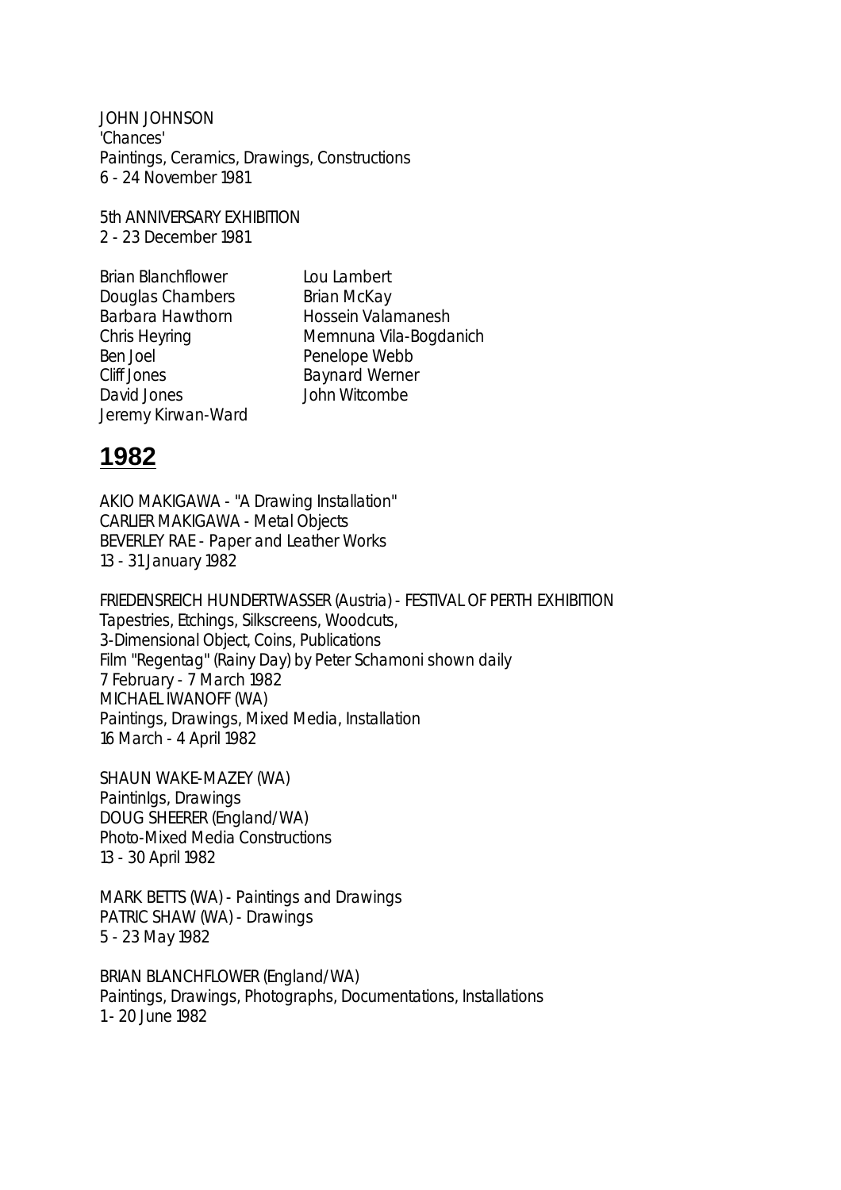JOHN JOHNSON
'Chances'
Paintings, Ceramics, Drawings, Constructions
6 - 24 November 1981

5th ANNIVERSARY EXHIBITION
2 - 23 December 1981

Brian Blanchflower
Douglas Chambers
Barbara Hawthorn
Chris Heyring
Ben Joel
Cliff Jones
David Jones
Jeremy Kirwan-Ward
Lou Lambert
Brian McKay
Hossein Valamanesh
Memnuna Vila-Bogdanich
Penelope Webb
Baynard Werner
John Witcombe

# 1982

AKIO MAKIGAWA - "A Drawing Installation"
CARLIER MAKIGAWA - Metal Objects
BEVERLEY RAE - Paper and Leather Works
13 - 31 January 1982

FRIEDENSREICH HUNDERTWASSER (Austria) - FESTIVAL OF PERTH EXHIBITION
Tapestries, Etchings, Silkscreens, Woodcuts,
3-Dimensional Object, Coins, Publications
Film "Regentag" (Rainy Day) by Peter Schamoni shown daily
7 February - 7 March 1982
MICHAEL IWANOFF (WA)
Paintings, Drawings, Mixed Media, Installation
16 March - 4 April 1982

SHAUN WAKE-MAZEY (WA)
PaintinIgs, Drawings
DOUG SHEERER (England/WA)
Photo-Mixed Media Constructions
13 - 30 April 1982

MARK BETTS (WA) - Paintings and Drawings
PATRIC SHAW (WA) - Drawings
5 - 23 May 1982

BRIAN BLANCHFLOWER (England/WA)
Paintings, Drawings, Photographs, Documentations, Installations
1 - 20 June 1982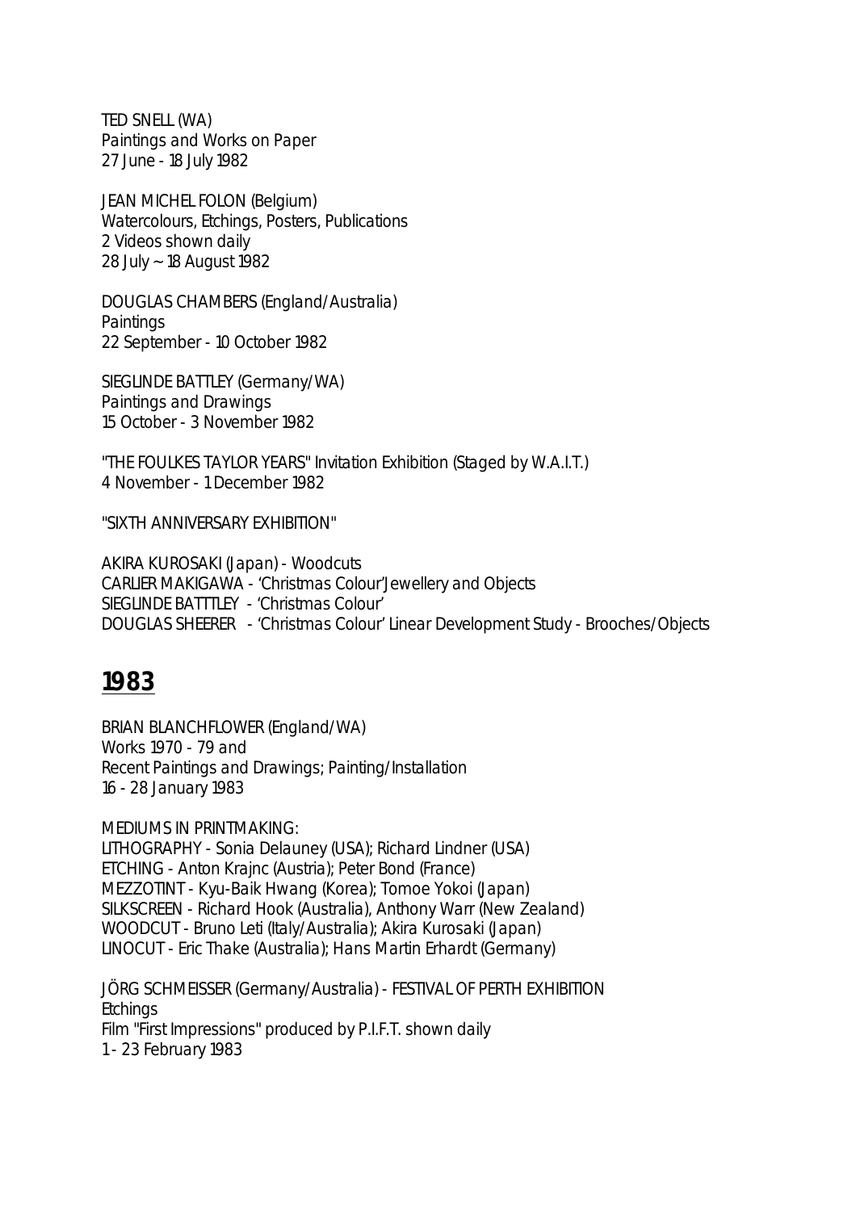TED SNELL (WA)
Paintings and Works on Paper
27 June - 18 July 1982

JEAN MICHEL FOLON (Belgium)
Watercolours, Etchings, Posters, Publications
2 Videos shown daily
28 July ~ 18 August 1982

DOUGLAS CHAMBERS (England/Australia)
Paintings
22 September - 10 October 1982

SIEGLINDE BATTLEY (Germany/WA)
Paintings and Drawings
15 October - 3 November 1982

"THE FOULKES TAYLOR YEARS" Invitation Exhibition (Staged by W.A.I.T.)
4 November - 1 December 1982

"SIXTH ANNIVERSARY EXHIBITION"

AKIRA KUROSAKI (Japan) - Woodcuts
CARLIER MAKIGAWA - 'Christmas Colour'Jewellery and Objects
SIEGLINDE BATTTLEY - 'Christmas Colour'
DOUGLAS SHEERER - 'Christmas Colour' Linear Development Study - Brooches/Objects

## 1983

BRIAN BLANCHFLOWER (England/WA)
Works 1970 - 79 and
Recent Paintings and Drawings; Painting/Installation
16 - 28 January 1983

MEDIUMS IN PRINTMAKING:
LITHOGRAPHY - Sonia Delauney (USA); Richard Lindner (USA)
ETCHING - Anton Krajnc (Austria); Peter Bond (France)
MEZZOTINT - Kyu-Baik Hwang (Korea); Tomoe Yokoi (Japan)
SILKSCREEN - Richard Hook (Australia), Anthony Warr (New Zealand)
WOODCUT - Bruno Leti (Italy/Australia); Akira Kurosaki (Japan)
LINOCUT - Eric Thake (Australia); Hans Martin Erhardt (Germany)

JÖRG SCHMEISSER (Germany/Australia) - FESTIVAL OF PERTH EXHIBITION
Etchings
Film "First Impressions" produced by P.I.F.T. shown daily
1 - 23 February 1983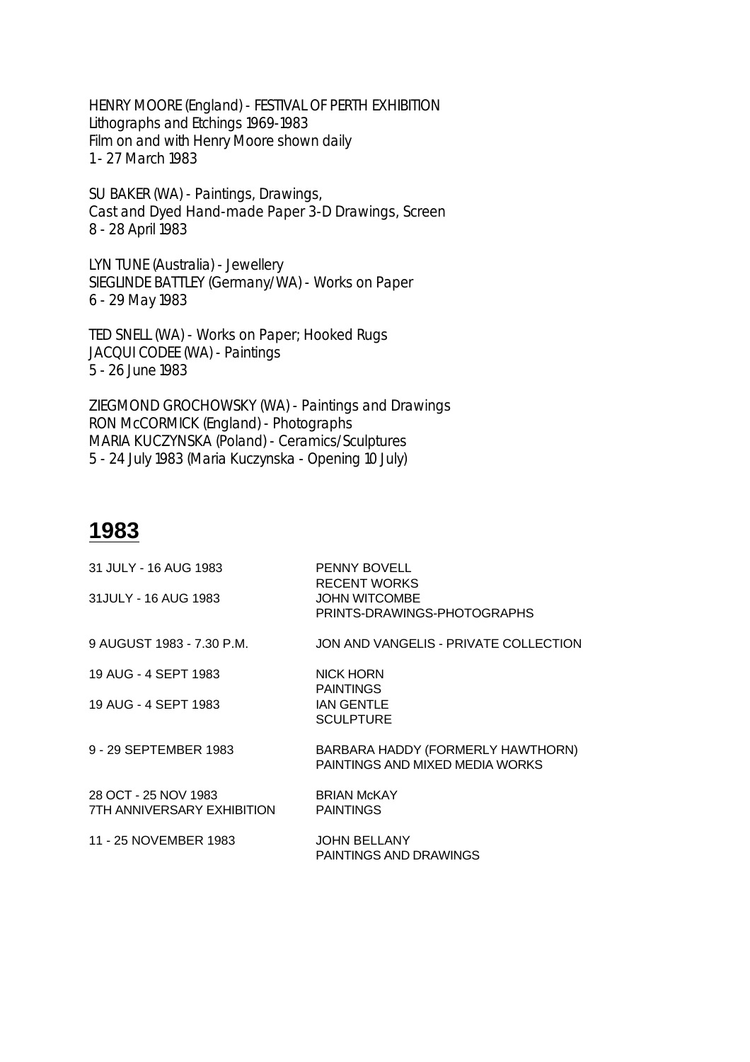HENRY MOORE (England) - FESTIVAL OF PERTH EXHIBITION
Lithographs and Etchings 1969-1983
Film on and with Henry Moore shown daily
1 - 27 March 1983

SU BAKER (WA) - Paintings, Drawings,
Cast and Dyed Hand-made Paper 3-D Drawings, Screen
8 - 28 April 1983

LYN TUNE (Australia) - Jewellery
SIEGLINDE BATTLEY (Germany/WA) - Works on Paper
6 - 29 May 1983

TED SNELL (WA) - Works on Paper; Hooked Rugs
JACQUI CODEE (WA) - Paintings
5 - 26 June 1983

ZIEGMOND GROCHOWSKY (WA) - Paintings and Drawings
RON McCORMICK (England) - Photographs
MARIA KUCZYNSKA (Poland) - Ceramics/Sculptures
5 - 24 July 1983 (Maria Kuczynska - Opening 10 July)

# 1983

| | |
|---|---|
| 31 JULY - 16 AUG 1983 | PENNY BOVELL<br>RECENT WORKS |
| 31JULY - 16 AUG 1983 | JOHN WITCOMBE<br>PRINTS-DRAWINGS-PHOTOGRAPHS |
| 9 AUGUST 1983 - 7.30 P.M. | JON AND VANGELIS - PRIVATE COLLECTION |
| 19 AUG - 4 SEPT 1983 | NICK HORN<br>PAINTINGS |
| 19 AUG - 4 SEPT 1983 | IAN GENTLE<br>SCULPTURE |
| 9 - 29 SEPTEMBER 1983 | BARBARA HADDY (FORMERLY HAWTHORN)<br>PAINTINGS AND MIXED MEDIA WORKS |
| 28 OCT - 25 NOV 1983<br>7TH ANNIVERSARY EXHIBITION | BRIAN McKAY<br>PAINTINGS |
| 11 - 25 NOVEMBER 1983 | JOHN BELLANY<br>PAINTINGS AND DRAWINGS |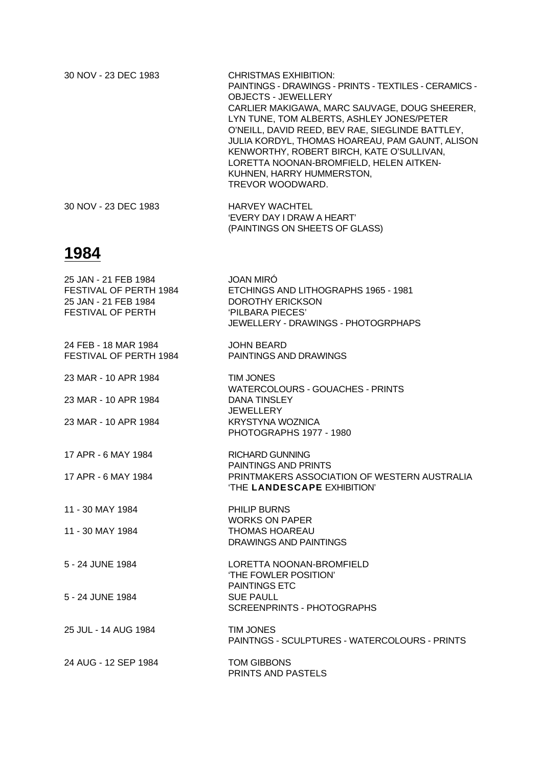30 NOV - 23 DEC 1983 CHRISTMAS EXHIBITION:
PAINTINGS - DRAWINGS - PRINTS - TEXTILES - CERAMICS - OBJECTS - JEWELLERY
CARLIER MAKIGAWA, MARC SAUVAGE, DOUG SHEERER, LYN TUNE, TOM ALBERTS, ASHLEY JONES/PETER O'NEILL, DAVID REED, BEV RAE, SIEGLINDE BATTLEY, JULIA KORDYL, THOMAS HOAREAU, PAM GAUNT, ALISON KENWORTHY, ROBERT BIRCH, KATE O'SULLIVAN, LORETTA NOONAN-BROMFIELD, HELEN AITKEN-KUHNEN, HARRY HUMMERSTON, TREVOR WOODWARD.

30 NOV - 23 DEC 1983 HARVEY WACHTEL
'EVERY DAY I DRAW A HEART'
(PAINTINGS ON SHEETS OF GLASS)

# 1984

25 JAN - 21 FEB 1984
FESTIVAL OF PERTH 1984
JOAN MIRÓ
ETCHINGS AND LITHOGRAPHS 1965 - 1981

25 JAN - 21 FEB 1984
FESTIVAL OF PERTH
DOROTHY ERICKSON
'PILBARA PIECES'
JEWELLERY - DRAWINGS - PHOTOGRPHAPS

24 FEB - 18 MAR 1984
FESTIVAL OF PERTH 1984
JOHN BEARD
PAINTINGS AND DRAWINGS

23 MAR - 10 APR 1984 TIM JONES
WATERCOLOURS - GOUACHES - PRINTS

23 MAR - 10 APR 1984 DANA TINSLEY
JEWELLERY

23 MAR - 10 APR 1984 KRYSTYNA WOZNICA
PHOTOGRAPHS 1977 - 1980

17 APR - 6 MAY 1984 RICHARD GUNNING
PAINTINGS AND PRINTS

17 APR - 6 MAY 1984 PRINTMAKERS ASSOCIATION OF WESTERN AUSTRALIA
'THE **LANDESCAPE** EXHIBITION'

11 - 30 MAY 1984 PHILIP BURNS
WORKS ON PAPER

11 - 30 MAY 1984 THOMAS HOAREAU
DRAWINGS AND PAINTINGS

5 - 24 JUNE 1984 LORETTA NOONAN-BROMFIELD
'THE FOWLER POSITION'
PAINTINGS ETC

5 - 24 JUNE 1984 SUE PAULL
SCREENPRINTS - PHOTOGRAPHS

25 JUL - 14 AUG 1984 TIM JONES
PAINTNGS - SCULPTURES - WATERCOLOURS - PRINTS

24 AUG - 12 SEP 1984 TOM GIBBONS
PRINTS AND PASTELS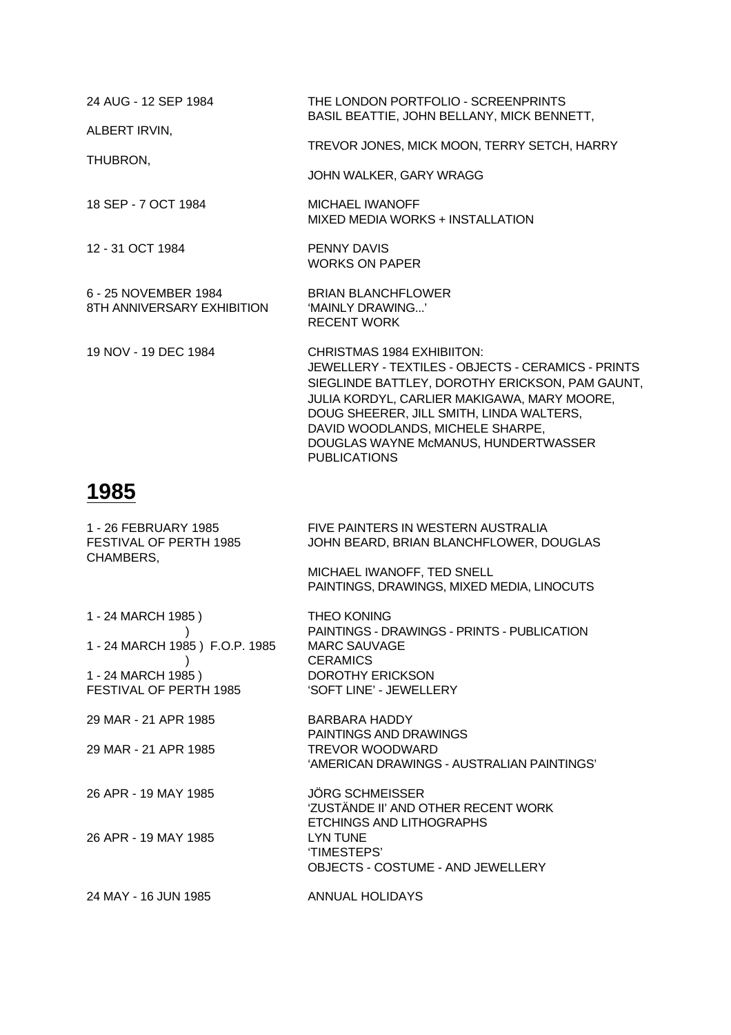24 AUG - 12 SEP 1984 THE LONDON PORTFOLIO - SCREENPRINTS
BASIL BEATTIE, JOHN BELLANY, MICK BENNETT,
ALBERT IRVIN,
TREVOR JONES, MICK MOON, TERRY SETCH, HARRY
THUBRON,
JOHN WALKER, GARY WRAGG

18 SEP - 7 OCT 1984 MICHAEL IWANOFF
MIXED MEDIA WORKS + INSTALLATION

12 - 31 OCT 1984 PENNY DAVIS
WORKS ON PAPER

6 - 25 NOVEMBER 1984 BRIAN BLANCHFLOWER
8TH ANNIVERSARY EXHIBITION 'MAINLY DRAWING...'
RECENT WORK

19 NOV - 19 DEC 1984 CHRISTMAS 1984 EXHIBIITON:
JEWELLERY - TEXTILES - OBJECTS - CERAMICS - PRINTS
SIEGLINDE BATTLEY, DOROTHY ERICKSON, PAM GAUNT,
JULIA KORDYL, CARLIER MAKIGAWA, MARY MOORE,
DOUG SHEERER, JILL SMITH, LINDA WALTERS,
DAVID WOODLANDS, MICHELE SHARPE,
DOUGLAS WAYNE McMANUS, HUNDERTWASSER
PUBLICATIONS

# 1985

1 - 26 FEBRUARY 1985 FIVE PAINTERS IN WESTERN AUSTRALIA
FESTIVAL OF PERTH 1985 JOHN BEARD, BRIAN BLANCHFLOWER, DOUGLAS
CHAMBERS,
MICHAEL IWANOFF, TED SNELL
PAINTINGS, DRAWINGS, MIXED MEDIA, LINOCUTS

1 - 24 MARCH 1985 ) THEO KONING
) PAINTINGS - DRAWINGS - PRINTS - PUBLICATION
1 - 24 MARCH 1985 ) F.O.P. 1985 MARC SAUVAGE
) CERAMICS
1 - 24 MARCH 1985 ) DOROTHY ERICKSON
FESTIVAL OF PERTH 1985 'SOFT LINE' - JEWELLERY

29 MAR - 21 APR 1985 BARBARA HADDY
PAINTINGS AND DRAWINGS
29 MAR - 21 APR 1985 TREVOR WOODWARD
'AMERICAN DRAWINGS - AUSTRALIAN PAINTINGS'

26 APR - 19 MAY 1985 JÖRG SCHMEISSER
'ZUSTÄNDE II' AND OTHER RECENT WORK
ETCHINGS AND LITHOGRAPHS
26 APR - 19 MAY 1985 LYN TUNE
'TIMESTEPS'
OBJECTS - COSTUME - AND JEWELLERY

24 MAY - 16 JUN 1985 ANNUAL HOLIDAYS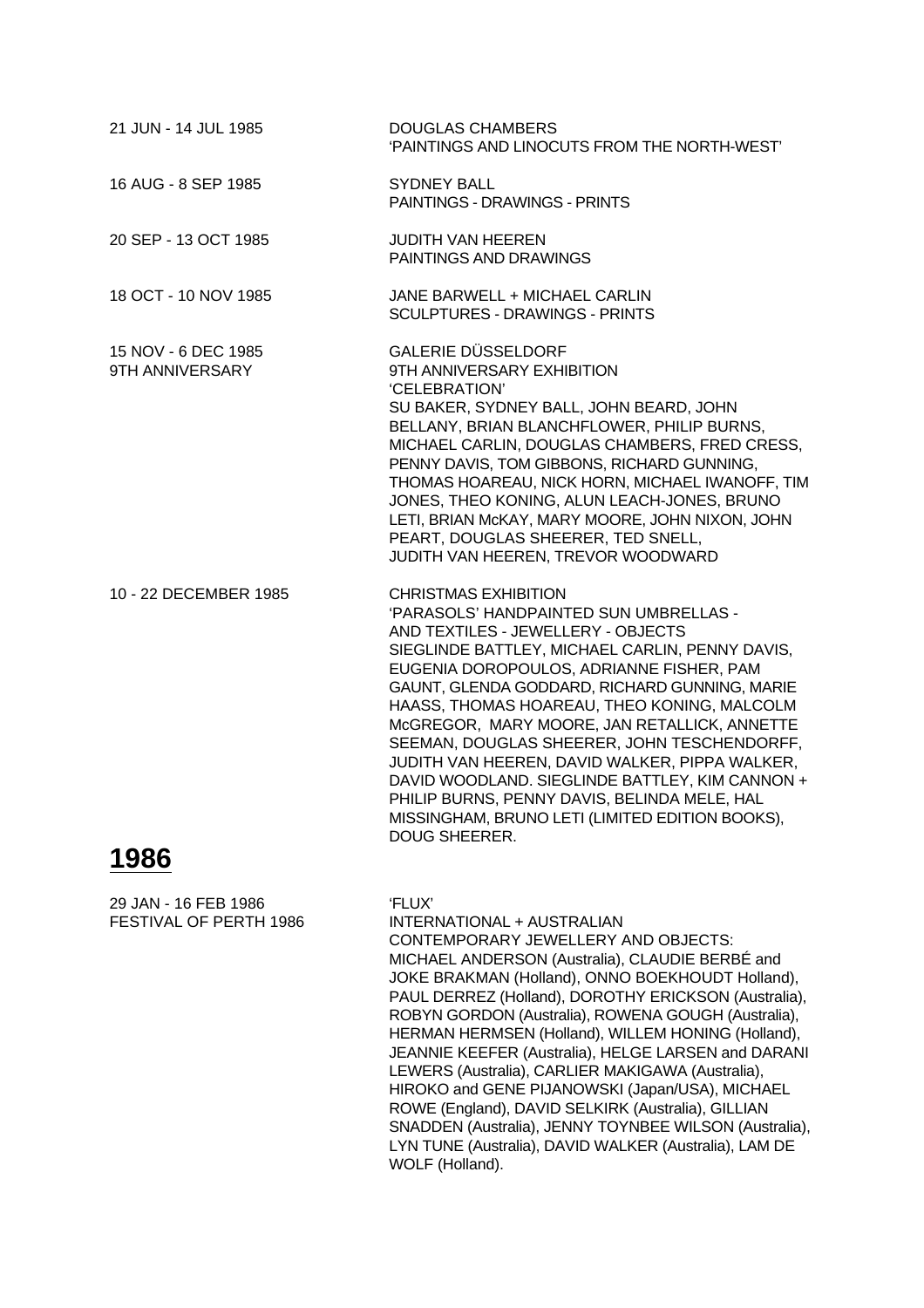21 JUN - 14 JUL 1985
DOUGLAS CHAMBERS
'PAINTINGS AND LINOCUTS FROM THE NORTH-WEST'

16 AUG - 8 SEP 1985
SYDNEY BALL
PAINTINGS - DRAWINGS - PRINTS

20 SEP - 13 OCT 1985
JUDITH VAN HEEREN
PAINTINGS AND DRAWINGS

18 OCT - 10 NOV 1985
JANE BARWELL + MICHAEL CARLIN
SCULPTURES - DRAWINGS - PRINTS

15 NOV - 6 DEC 1985
9TH ANNIVERSARY
GALERIE DÜSSELDORF
9TH ANNIVERSARY EXHIBITION
'CELEBRATION'
SU BAKER, SYDNEY BALL, JOHN BEARD, JOHN BELLANY, BRIAN BLANCHFLOWER, PHILIP BURNS, MICHAEL CARLIN, DOUGLAS CHAMBERS, FRED CRESS, PENNY DAVIS, TOM GIBBONS, RICHARD GUNNING, THOMAS HOAREAU, NICK HORN, MICHAEL IWANOFF, TIM JONES, THEO KONING, ALUN LEACH-JONES, BRUNO LETI, BRIAN McKAY, MARY MOORE, JOHN NIXON, JOHN PEART, DOUGLAS SHEERER, TED SNELL, JUDITH VAN HEEREN, TREVOR WOODWARD

10 - 22 DECEMBER 1985
CHRISTMAS EXHIBITION
'PARASOLS' HANDPAINTED SUN UMBRELLAS - AND TEXTILES - JEWELLERY - OBJECTS
SIEGLINDE BATTLEY, MICHAEL CARLIN, PENNY DAVIS, EUGENIA DOROPOULOS, ADRIANNE FISHER, PAM GAUNT, GLENDA GODDARD, RICHARD GUNNING, MARIE HAASS, THOMAS HOAREAU, THEO KONING, MALCOLM McGREGOR, MARY MOORE, JAN RETALLICK, ANNETTE SEEMAN, DOUGLAS SHEERER, JOHN TESCHENDORFF, JUDITH VAN HEEREN, DAVID WALKER, PIPPA WALKER, DAVID WOODLAND. SIEGLINDE BATTLEY, KIM CANNON + PHILIP BURNS, PENNY DAVIS, BELINDA MELE, HAL MISSINGHAM, BRUNO LETI (LIMITED EDITION BOOKS), DOUG SHEERER.

## 1986

29 JAN - 16 FEB 1986
FESTIVAL OF PERTH 1986
'FLUX'
INTERNATIONAL + AUSTRALIAN CONTEMPORARY JEWELLERY AND OBJECTS:
MICHAEL ANDERSON (Australia), CLAUDIE BERBÉ and JOKE BRAKMAN (Holland), ONNO BOEKHOUDT Holland), PAUL DERREZ (Holland), DOROTHY ERICKSON (Australia), ROBYN GORDON (Australia), ROWENA GOUGH (Australia), HERMAN HERMSEN (Holland), WILLEM HONING (Holland), JEANNIE KEEFER (Australia), HELGE LARSEN and DARANI LEWERS (Australia), CARLIER MAKIGAWA (Australia), HIROKO and GENE PIJANOWSKI (Japan/USA), MICHAEL ROWE (England), DAVID SELKIRK (Australia), GILLIAN SNADDEN (Australia), JENNY TOYNBEE WILSON (Australia), LYN TUNE (Australia), DAVID WALKER (Australia), LAM DE WOLF (Holland).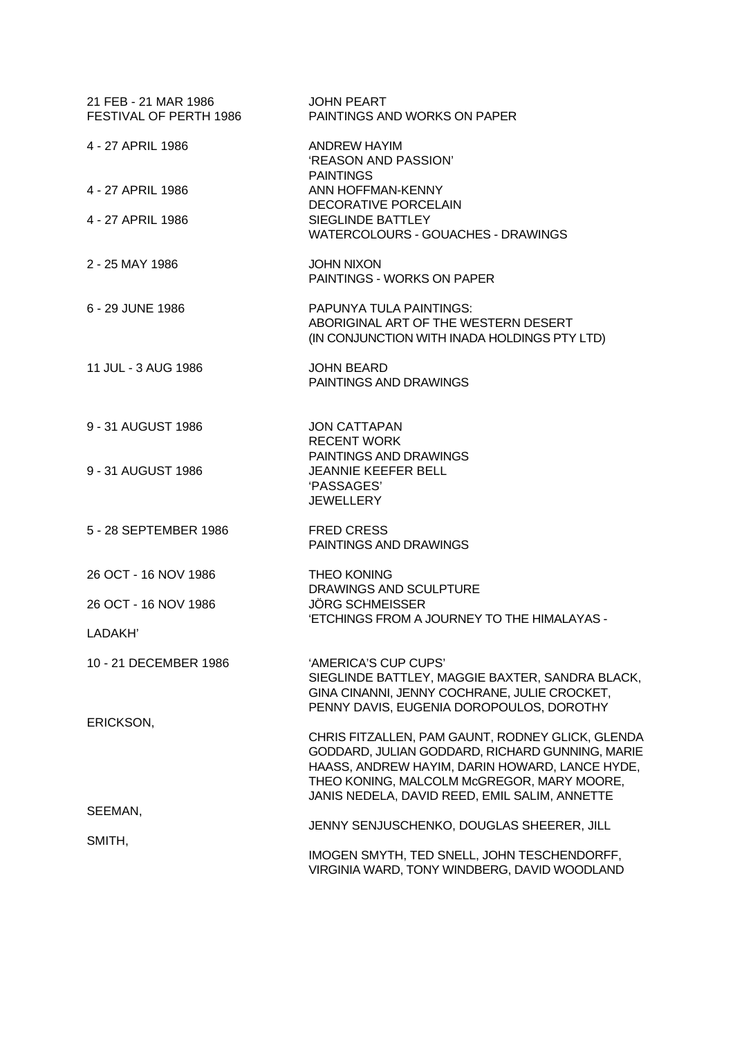| | |
|---|---|
| 21 FEB - 21 MAR 1986<br>FESTIVAL OF PERTH 1986 | JOHN PEART<br>PAINTINGS AND WORKS ON PAPER |
| 4 - 27 APRIL 1986 | ANDREW HAYIM<br>'REASON AND PASSION'<br>PAINTINGS |
| 4 - 27 APRIL 1986 | ANN HOFFMAN-KENNY<br>DECORATIVE PORCELAIN |
| 4 - 27 APRIL 1986 | SIEGLINDE BATTLEY<br>WATERCOLOURS - GOUACHES - DRAWINGS |
| 2 - 25 MAY 1986 | JOHN NIXON<br>PAINTINGS - WORKS ON PAPER |
| 6 - 29 JUNE 1986 | PAPUNYA TULA PAINTINGS:<br>ABORIGINAL ART OF THE WESTERN DESERT<br>(IN CONJUNCTION WITH INADA HOLDINGS PTY LTD) |
| 11 JUL - 3 AUG 1986 | JOHN BEARD<br>PAINTINGS AND DRAWINGS |
| 9 - 31 AUGUST 1986 | JON CATTAPAN<br>RECENT WORK<br>PAINTINGS AND DRAWINGS |
| 9 - 31 AUGUST 1986 | JEANNIE KEEFER BELL<br>'PASSAGES'<br>JEWELLERY |
| 5 - 28 SEPTEMBER 1986 | FRED CRESS<br>PAINTINGS AND DRAWINGS |
| 26 OCT - 16 NOV 1986 | THEO KONING<br>DRAWINGS AND SCULPTURE |
| 26 OCT - 16 NOV 1986 | JÖRG SCHMEISSER<br>'ETCHINGS FROM A JOURNEY TO THE HIMALAYAS - LADAKH' |
| 10 - 21 DECEMBER 1986 | 'AMERICA'S CUP CUPS'<br>SIEGLINDE BATTLEY, MAGGIE BAXTER, SANDRA BLACK, GINA CINANNI, JENNY COCHRANE, JULIE CROCKET, PENNY DAVIS, EUGENIA DOROPOULOS, DOROTHY ERICKSON, CHRIS FITZALLEN, PAM GAUNT, RODNEY GLICK, GLENDA GODDARD, JULIAN GODDARD, RICHARD GUNNING, MARIE HAASS, ANDREW HAYIM, DARIN HOWARD, LANCE HYDE, THEO KONING, MALCOLM McGREGOR, MARY MOORE, JANIS NEDELA, DAVID REED, EMIL SALIM, ANNETTE SEEMAN, JENNY SENJUSCHENKO, DOUGLAS SHEERER, JILL SMITH, IMOGEN SMYTH, TED SNELL, JOHN TESCHENDORFF, VIRGINIA WARD, TONY WINDBERG, DAVID WOODLAND |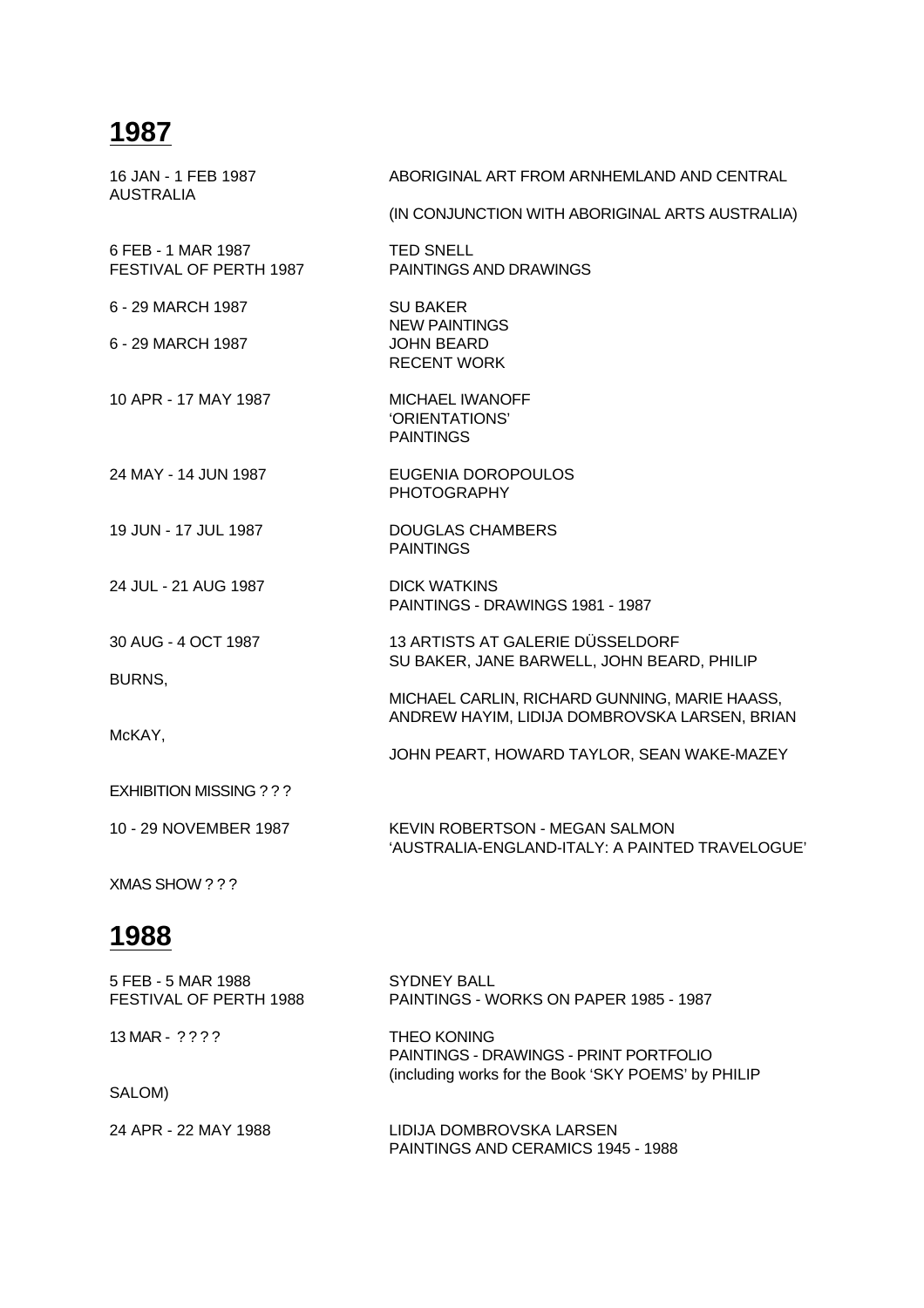# 1987

16 JAN - 1 FEB 1987 ABORIGINAL ART FROM ARNHEMLAND AND CENTRAL AUSTRALIA
(IN CONJUNCTION WITH ABORIGINAL ARTS AUSTRALIA)

6 FEB - 1 MAR 1987 — TED SNELL
FESTIVAL OF PERTH 1987 — PAINTINGS AND DRAWINGS

6 - 29 MARCH 1987 — SU BAKER
NEW PAINTINGS

6 - 29 MARCH 1987 — JOHN BEARD
RECENT WORK

10 APR - 17 MAY 1987 — MICHAEL IWANOFF
'ORIENTATIONS'
PAINTINGS

24 MAY - 14 JUN 1987 — EUGENIA DOROPOULOS
PHOTOGRAPHY

19 JUN - 17 JUL 1987 — DOUGLAS CHAMBERS
PAINTINGS

24 JUL - 21 AUG 1987 — DICK WATKINS
PAINTINGS - DRAWINGS 1981 - 1987

30 AUG - 4 OCT 1987 — 13 ARTISTS AT GALERIE DÜSSELDORF
SU BAKER, JANE BARWELL, JOHN BEARD, PHILIP BURNS,
MICHAEL CARLIN, RICHARD GUNNING, MARIE HAASS,
ANDREW HAYIM, LIDIJA DOMBROVSKA LARSEN, BRIAN McKAY,
JOHN PEART, HOWARD TAYLOR, SEAN WAKE-MAZEY

EXHIBITION MISSING ? ? ?

10 - 29 NOVEMBER 1987 — KEVIN ROBERTSON - MEGAN SALMON
'AUSTRALIA-ENGLAND-ITALY: A PAINTED TRAVELOGUE'

XMAS SHOW ? ? ?

# 1988

5 FEB - 5 MAR 1988 — SYDNEY BALL
FESTIVAL OF PERTH 1988 — PAINTINGS - WORKS ON PAPER 1985 - 1987

13 MAR - ? ? ? ? — THEO KONING
PAINTINGS - DRAWINGS - PRINT PORTFOLIO
(including works for the Book 'SKY POEMS' by PHILIP SALOM)

24 APR - 22 MAY 1988 — LIDIJA DOMBROVSKA LARSEN
PAINTINGS AND CERAMICS 1945 - 1988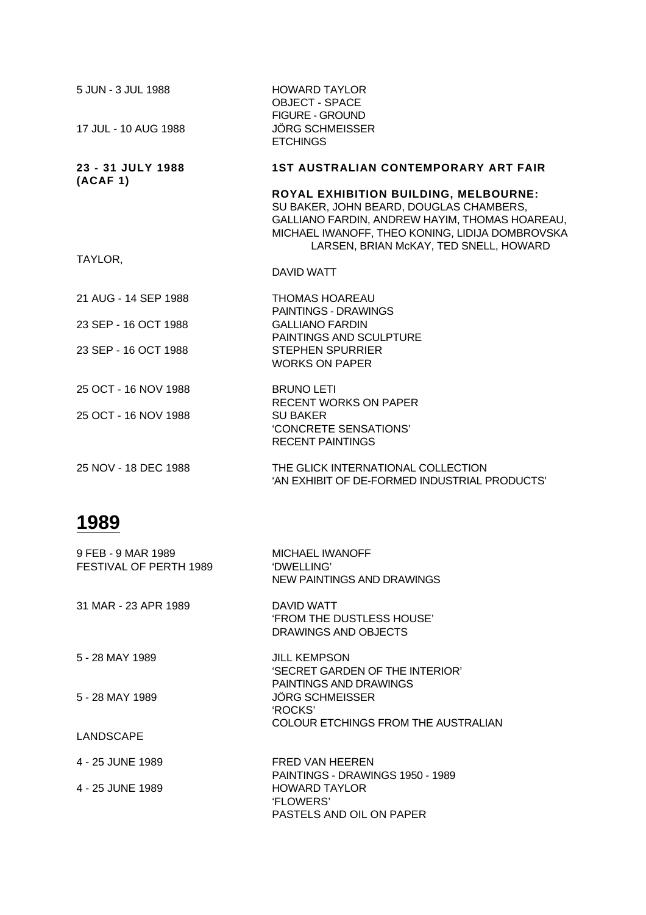5 JUN - 3 JUL 1988 — HOWARD TAYLOR
OBJECT - SPACE
FIGURE - GROUND

17 JUL - 10 AUG 1988 — JÖRG SCHMEISSER
ETCHINGS

**23 - 31 JULY 1988 (ACAF 1)** — **1ST AUSTRALIAN CONTEMPORARY ART FAIR**

**ROYAL EXHIBITION BUILDING, MELBOURNE:**
SU BAKER, JOHN BEARD, DOUGLAS CHAMBERS, GALLIANO FARDIN, ANDREW HAYIM, THOMAS HOAREAU, MICHAEL IWANOFF, THEO KONING, LIDIJA DOMBROVSKA LARSEN, BRIAN McKAY, TED SNELL, HOWARD TAYLOR, DAVID WATT

21 AUG - 14 SEP 1988 — THOMAS HOAREAU
PAINTINGS - DRAWINGS

23 SEP - 16 OCT 1988 — GALLIANO FARDIN
PAINTINGS AND SCULPTURE

23 SEP - 16 OCT 1988 — STEPHEN SPURRIER
WORKS ON PAPER

25 OCT - 16 NOV 1988 — BRUNO LETI
RECENT WORKS ON PAPER

25 OCT - 16 NOV 1988 — SU BAKER
'CONCRETE SENSATIONS'
RECENT PAINTINGS

25 NOV - 18 DEC 1988 — THE GLICK INTERNATIONAL COLLECTION
'AN EXHIBIT OF DE-FORMED INDUSTRIAL PRODUCTS'

## 1989

9 FEB - 9 MAR 1989
FESTIVAL OF PERTH 1989 — MICHAEL IWANOFF
'DWELLING'
NEW PAINTINGS AND DRAWINGS

31 MAR - 23 APR 1989 — DAVID WATT
'FROM THE DUSTLESS HOUSE'
DRAWINGS AND OBJECTS

5 - 28 MAY 1989 — JILL KEMPSON
'SECRET GARDEN OF THE INTERIOR'
PAINTINGS AND DRAWINGS

5 - 28 MAY 1989 — JÖRG SCHMEISSER
'ROCKS'
COLOUR ETCHINGS FROM THE AUSTRALIAN LANDSCAPE

4 - 25 JUNE 1989 — FRED VAN HEEREN
PAINTINGS - DRAWINGS 1950 - 1989

4 - 25 JUNE 1989 — HOWARD TAYLOR
'FLOWERS'
PASTELS AND OIL ON PAPER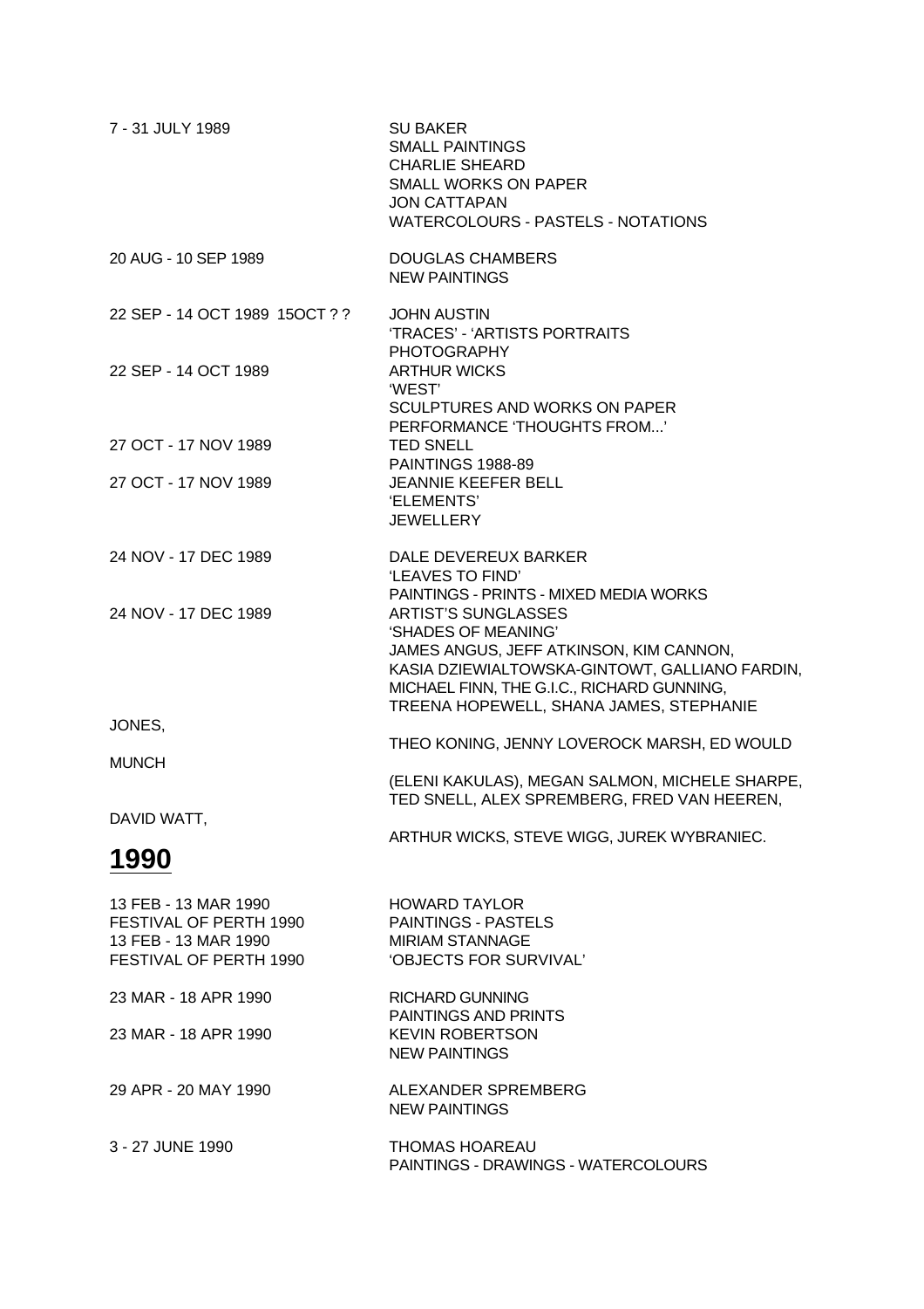| | |
|---|---|
| 7 - 31 JULY 1989 | SU BAKER<br>SMALL PAINTINGS<br>CHARLIE SHEARD<br>SMALL WORKS ON PAPER<br>JON CATTAPAN<br>WATERCOLOURS - PASTELS - NOTATIONS |
| 20 AUG - 10 SEP 1989 | DOUGLAS CHAMBERS<br>NEW PAINTINGS |
| 22 SEP - 14 OCT 1989 15OCT ? ? | JOHN AUSTIN<br>'TRACES' - 'ARTISTS PORTRAITS<br>PHOTOGRAPHY |
| 22 SEP - 14 OCT 1989 | ARTHUR WICKS<br>'WEST'<br>SCULPTURES AND WORKS ON PAPER<br>PERFORMANCE 'THOUGHTS FROM...' |
| 27 OCT - 17 NOV 1989 | TED SNELL<br>PAINTINGS 1988-89 |
| 27 OCT - 17 NOV 1989 | JEANNIE KEEFER BELL<br>'ELEMENTS'<br>JEWELLERY |
| 24 NOV - 17 DEC 1989 | DALE DEVEREUX BARKER<br>'LEAVES TO FIND'<br>PAINTINGS - PRINTS - MIXED MEDIA WORKS |
| 24 NOV - 17 DEC 1989 | ARTIST'S SUNGLASSES<br>'SHADES OF MEANING'<br>JAMES ANGUS, JEFF ATKINSON, KIM CANNON,<br>KASIA DZIEWIALTOWSKA-GINTOWT, GALLIANO FARDIN,<br>MICHAEL FINN, THE G.I.C., RICHARD GUNNING,<br>TREENA HOPEWELL, SHANA JAMES, STEPHANIE |
| JONES, | THEO KONING, JENNY LOVEROCK MARSH, ED WOULD |
| MUNCH | (ELENI KAKULAS), MEGAN SALMON, MICHELE SHARPE,<br>TED SNELL, ALEX SPREMBERG, FRED VAN HEEREN, |
| DAVID WATT, | ARTHUR WICKS, STEVE WIGG, JUREK WYBRANIEC. |

# 1990

| | |
|---|---|
| 13 FEB - 13 MAR 1990<br>FESTIVAL OF PERTH 1990 | HOWARD TAYLOR<br>PAINTINGS - PASTELS |
| 13 FEB - 13 MAR 1990<br>FESTIVAL OF PERTH 1990 | MIRIAM STANNAGE<br>'OBJECTS FOR SURVIVAL' |
| 23 MAR - 18 APR 1990 | RICHARD GUNNING<br>PAINTINGS AND PRINTS |
| 23 MAR - 18 APR 1990 | KEVIN ROBERTSON<br>NEW PAINTINGS |
| 29 APR - 20 MAY 1990 | ALEXANDER SPREMBERG<br>NEW PAINTINGS |
| 3 - 27 JUNE 1990 | THOMAS HOAREAU<br>PAINTINGS - DRAWINGS - WATERCOLOURS |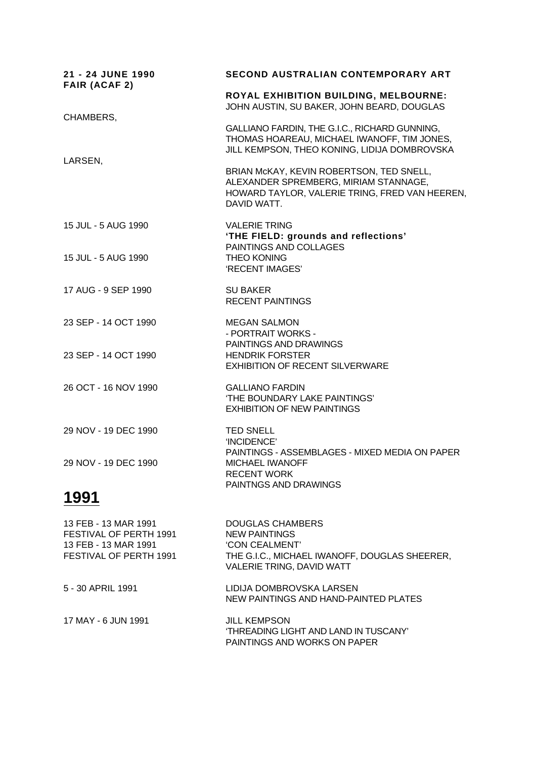**21 - 24 JUNE 1990** **SECOND AUSTRALIAN CONTEMPORARY ART FAIR (ACAF 2)**

**ROYAL EXHIBITION BUILDING, MELBOURNE:**
JOHN AUSTIN, SU BAKER, JOHN BEARD, DOUGLAS CHAMBERS, GALLIANO FARDIN, THE G.I.C., RICHARD GUNNING, THOMAS HOAREAU, MICHAEL IWANOFF, TIM JONES, JILL KEMPSON, THEO KONING, LIDIJA DOMBROVSKA LARSEN, BRIAN McKAY, KEVIN ROBERTSON, TED SNELL, ALEXANDER SPREMBERG, MIRIAM STANNAGE, HOWARD TAYLOR, VALERIE TRING, FRED VAN HEEREN, DAVID WATT.

| | |
|---|---|
| 15 JUL - 5 AUG 1990 | VALERIE TRING<br>**'THE FIELD: grounds and reflections'**<br>PAINTINGS AND COLLAGES |
| 15 JUL - 5 AUG 1990 | THEO KONING<br>'RECENT IMAGES' |
| 17 AUG - 9 SEP 1990 | SU BAKER<br>RECENT PAINTINGS |
| 23 SEP - 14 OCT 1990 | MEGAN SALMON<br>- PORTRAIT WORKS -<br>PAINTINGS AND DRAWINGS |
| 23 SEP - 14 OCT 1990 | HENDRIK FORSTER<br>EXHIBITION OF RECENT SILVERWARE |
| 26 OCT - 16 NOV 1990 | GALLIANO FARDIN<br>'THE BOUNDARY LAKE PAINTINGS'<br>EXHIBITION OF NEW PAINTINGS |
| 29 NOV - 19 DEC 1990 | TED SNELL<br>'INCIDENCE'<br>PAINTINGS - ASSEMBLAGES - MIXED MEDIA ON PAPER |
| 29 NOV - 19 DEC 1990 | MICHAEL IWANOFF<br>RECENT WORK<br>PAINTNGS AND DRAWINGS |

## 1991

| | |
|---|---|
| 13 FEB - 13 MAR 1991<br>FESTIVAL OF PERTH 1991 | DOUGLAS CHAMBERS<br>NEW PAINTINGS |
| 13 FEB - 13 MAR 1991<br>FESTIVAL OF PERTH 1991 | 'CON CEALMENT'<br>THE G.I.C., MICHAEL IWANOFF, DOUGLAS SHEERER, VALERIE TRING, DAVID WATT |
| 5 - 30 APRIL 1991 | LIDIJA DOMBROVSKA LARSEN<br>NEW PAINTINGS AND HAND-PAINTED PLATES |
| 17 MAY - 6 JUN 1991 | JILL KEMPSON<br>'THREADING LIGHT AND LAND IN TUSCANY'<br>PAINTINGS AND WORKS ON PAPER |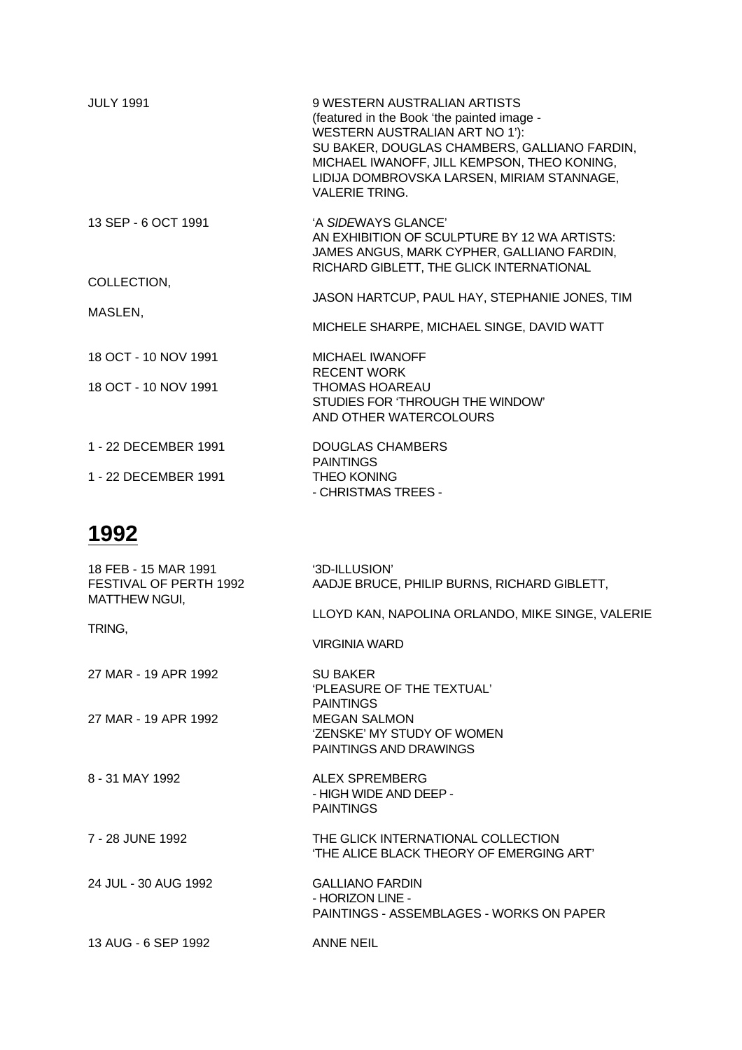| | |
|---|---|
| JULY 1991 | 9 WESTERN AUSTRALIAN ARTISTS<br>(featured in the Book 'the painted image - WESTERN AUSTRALIAN ART NO 1'):<br>SU BAKER, DOUGLAS CHAMBERS, GALLIANO FARDIN, MICHAEL IWANOFF, JILL KEMPSON, THEO KONING, LIDIJA DOMBROVSKA LARSEN, MIRIAM STANNAGE, VALERIE TRING. |
| 13 SEP - 6 OCT 1991 | 'A *SIDE*WAYS GLANCE'<br>AN EXHIBITION OF SCULPTURE BY 12 WA ARTISTS:<br>JAMES ANGUS, MARK CYPHER, GALLIANO FARDIN, RICHARD GIBLETT, THE GLICK INTERNATIONAL COLLECTION, JASON HARTCUP, PAUL HAY, STEPHANIE JONES, TIM MASLEN, MICHELE SHARPE, MICHAEL SINGE, DAVID WATT |
| 18 OCT - 10 NOV 1991 | MICHAEL IWANOFF<br>RECENT WORK |
| 18 OCT - 10 NOV 1991 | THOMAS HOAREAU<br>STUDIES FOR 'THROUGH THE WINDOW' AND OTHER WATERCOLOURS |
| 1 - 22 DECEMBER 1991 | DOUGLAS CHAMBERS<br>PAINTINGS |
| 1 - 22 DECEMBER 1991 | THEO KONING<br>- CHRISTMAS TREES - |

## 1992

| | |
|---|---|
| 18 FEB - 15 MAR 1991<br>FESTIVAL OF PERTH 1992 | '3D-ILLUSION'<br>AADJE BRUCE, PHILIP BURNS, RICHARD GIBLETT, MATTHEW NGUI, LLOYD KAN, NAPOLINA ORLANDO, MIKE SINGE, VALERIE TRING, VIRGINIA WARD |
| 27 MAR - 19 APR 1992 | SU BAKER<br>'PLEASURE OF THE TEXTUAL'<br>PAINTINGS |
| 27 MAR - 19 APR 1992 | MEGAN SALMON<br>'ZENSKE' MY STUDY OF WOMEN<br>PAINTINGS AND DRAWINGS |
| 8 - 31 MAY 1992 | ALEX SPREMBERG<br>- HIGH WIDE AND DEEP -<br>PAINTINGS |
| 7 - 28 JUNE 1992 | THE GLICK INTERNATIONAL COLLECTION<br>'THE ALICE BLACK THEORY OF EMERGING ART' |
| 24 JUL - 30 AUG 1992 | GALLIANO FARDIN<br>- HORIZON LINE -<br>PAINTINGS - ASSEMBLAGES - WORKS ON PAPER |
| 13 AUG - 6 SEP 1992 | ANNE NEIL |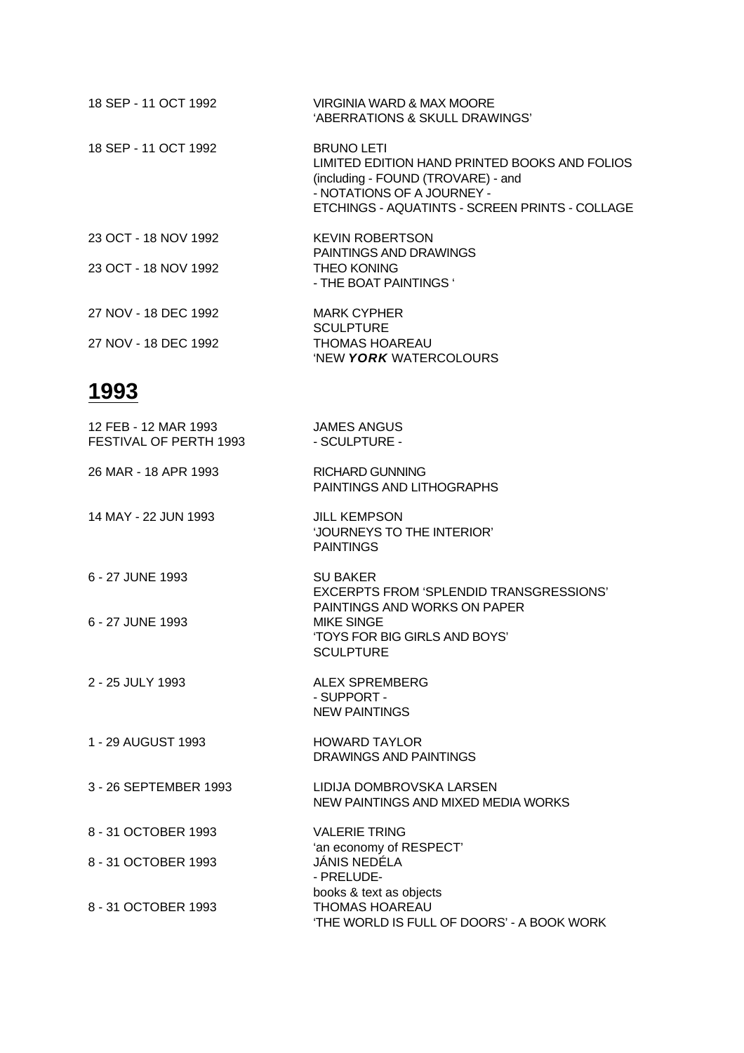18 SEP - 11 OCT 1992 — VIRGINIA WARD & MAX MOORE
'ABERRATIONS & SKULL DRAWINGS'

18 SEP - 11 OCT 1992 — BRUNO LETI
LIMITED EDITION HAND PRINTED BOOKS AND FOLIOS
(including - FOUND (TROVARE) - and
- NOTATIONS OF A JOURNEY -
ETCHINGS - AQUATINTS - SCREEN PRINTS - COLLAGE

23 OCT - 18 NOV 1992 — KEVIN ROBERTSON
PAINTINGS AND DRAWINGS

23 OCT - 18 NOV 1992 — THEO KONING
- THE BOAT PAINTINGS '

27 NOV - 18 DEC 1992 — MARK CYPHER
SCULPTURE

27 NOV - 18 DEC 1992 — THOMAS HOAREAU
'NEW ***YORK*** WATERCOLOURS

## 1993

12 FEB - 12 MAR 1993
FESTIVAL OF PERTH 1993 — JAMES ANGUS
- SCULPTURE -

26 MAR - 18 APR 1993 — RICHARD GUNNING
PAINTINGS AND LITHOGRAPHS

14 MAY - 22 JUN 1993 — JILL KEMPSON
'JOURNEYS TO THE INTERIOR'
PAINTINGS

6 - 27 JUNE 1993 — SU BAKER
EXCERPTS FROM 'SPLENDID TRANSGRESSIONS'
PAINTINGS AND WORKS ON PAPER

6 - 27 JUNE 1993 — MIKE SINGE
'TOYS FOR BIG GIRLS AND BOYS'
SCULPTURE

2 - 25 JULY 1993 — ALEX SPREMBERG
- SUPPORT -
NEW PAINTINGS

1 - 29 AUGUST 1993 — HOWARD TAYLOR
DRAWINGS AND PAINTINGS

3 - 26 SEPTEMBER 1993 — LIDIJA DOMBROVSKA LARSEN
NEW PAINTINGS AND MIXED MEDIA WORKS

8 - 31 OCTOBER 1993 — VALERIE TRING
'an economy of RESPECT'

8 - 31 OCTOBER 1993 — JÁNIS NEDÉLA
- PRELUDE-
books & text as objects

8 - 31 OCTOBER 1993 — THOMAS HOAREAU
'THE WORLD IS FULL OF DOORS' - A BOOK WORK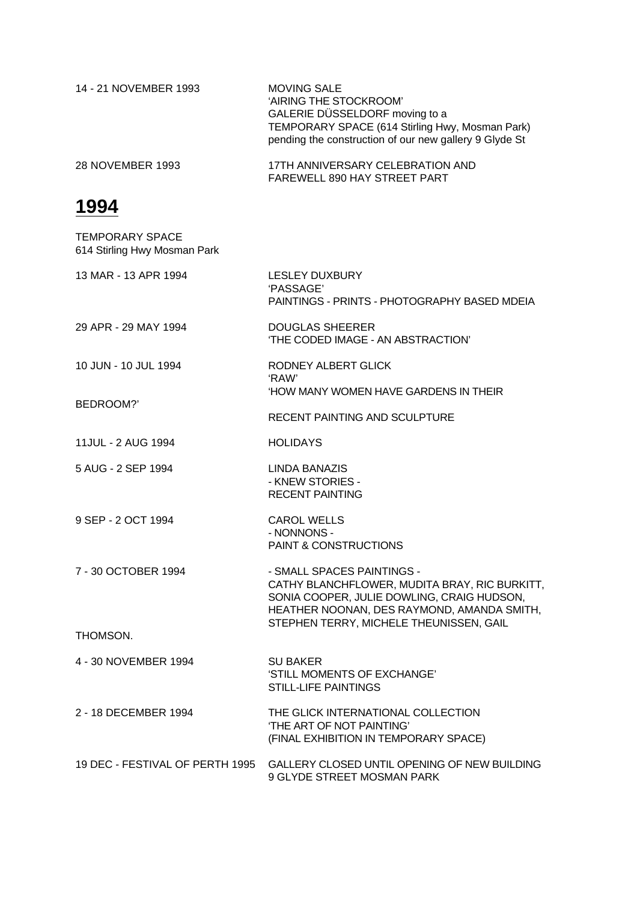14 - 21 NOVEMBER 1993 — MOVING SALE
'AIRING THE STOCKROOM'
GALERIE DÜSSELDORF moving to a
TEMPORARY SPACE (614 Stirling Hwy, Mosman Park)
pending the construction of our new gallery 9 Glyde St

28 NOVEMBER 1993 — 17TH ANNIVERSARY CELEBRATION AND
FAREWELL 890 HAY STREET PART

# 1994

TEMPORARY SPACE
614 Stirling Hwy Mosman Park

13 MAR - 13 APR 1994 — LESLEY DUXBURY
'PASSAGE'
PAINTINGS - PRINTS - PHOTOGRAPHY BASED MDEIA

29 APR - 29 MAY 1994 — DOUGLAS SHEERER
'THE CODED IMAGE - AN ABSTRACTION'

10 JUN - 10 JUL 1994 — RODNEY ALBERT GLICK
'RAW'
'HOW MANY WOMEN HAVE GARDENS IN THEIR
BEDROOM?'
RECENT PAINTING AND SCULPTURE

11JUL - 2 AUG 1994 — HOLIDAYS

5 AUG - 2 SEP 1994 — LINDA BANAZIS
\- KNEW STORIES -
RECENT PAINTING

9 SEP - 2 OCT 1994 — CAROL WELLS
\- NONNONS -
PAINT & CONSTRUCTIONS

7 - 30 OCTOBER 1994 — - SMALL SPACES PAINTINGS -
CATHY BLANCHFLOWER, MUDITA BRAY, RIC BURKITT,
SONIA COOPER, JULIE DOWLING, CRAIG HUDSON,
HEATHER NOONAN, DES RAYMOND, AMANDA SMITH,
STEPHEN TERRY, MICHELE THEUNISSEN, GAIL
THOMSON.

4 - 30 NOVEMBER 1994 — SU BAKER
'STILL MOMENTS OF EXCHANGE'
STILL-LIFE PAINTINGS

2 - 18 DECEMBER 1994 — THE GLICK INTERNATIONAL COLLECTION
'THE ART OF NOT PAINTING'
(FINAL EXHIBITION IN TEMPORARY SPACE)

19 DEC - FESTIVAL OF PERTH 1995 — GALLERY CLOSED UNTIL OPENING OF NEW BUILDING
9 GLYDE STREET MOSMAN PARK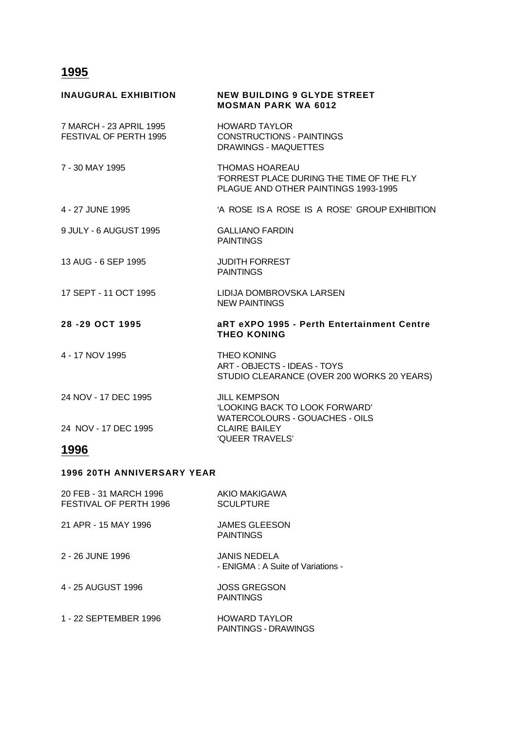## 1995

| | |
|---|---|
| **INAUGURAL EXHIBITION** | **NEW BUILDING 9 GLYDE STREET MOSMAN PARK WA 6012** |
| 7 MARCH - 23 APRIL 1995<br>FESTIVAL OF PERTH 1995 | HOWARD TAYLOR<br>CONSTRUCTIONS - PAINTINGS<br>DRAWINGS - MAQUETTES |
| 7 - 30 MAY 1995 | THOMAS HOAREAU<br>'FORREST PLACE DURING THE TIME OF THE FLY PLAGUE AND OTHER PAINTINGS 1993-1995 |
| 4 - 27 JUNE 1995 | 'A ROSE IS A ROSE IS A ROSE' GROUP EXHIBITION |
| 9 JULY - 6 AUGUST 1995 | GALLIANO FARDIN<br>PAINTINGS |
| 13 AUG - 6 SEP 1995 | JUDITH FORREST<br>PAINTINGS |
| 17 SEPT - 11 OCT 1995 | LIDIJA DOMBROVSKA LARSEN<br>NEW PAINTINGS |
| **28 -29 OCT 1995** | **aRT eXPO 1995 - Perth Entertainment Centre**<br>**THEO KONING** |
| 4 - 17 NOV 1995 | THEO KONING<br>ART - OBJECTS - IDEAS - TOYS<br>STUDIO CLEARANCE (OVER 200 WORKS 20 YEARS) |
| 24 NOV - 17 DEC 1995 | JILL KEMPSON<br>'LOOKING BACK TO LOOK FORWARD'<br>WATERCOLOURS - GOUACHES - OILS |
| 24 NOV - 17 DEC 1995 | CLAIRE BAILEY<br>'QUEER TRAVELS' |

## 1996

**1996 20TH ANNIVERSARY YEAR**

| | |
|---|---|
| 20 FEB - 31 MARCH 1996<br>FESTIVAL OF PERTH 1996 | AKIO MAKIGAWA<br>SCULPTURE |
| 21 APR - 15 MAY 1996 | JAMES GLEESON<br>PAINTINGS |
| 2 - 26 JUNE 1996 | JANIS NEDELA<br>- ENIGMA : A Suite of Variations - |
| 4 - 25 AUGUST 1996 | JOSS GREGSON<br>PAINTINGS |
| 1 - 22 SEPTEMBER 1996 | HOWARD TAYLOR<br>PAINTINGS - DRAWINGS |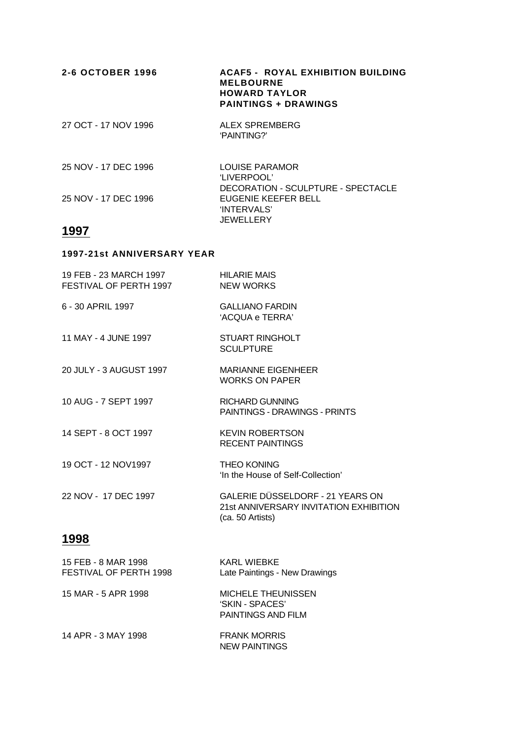**2-6 OCTOBER 1996** — **ACAF5 - ROYAL EXHIBITION BUILDING MELBOURNE**
**HOWARD TAYLOR**
**PAINTINGS + DRAWINGS**

27 OCT - 17 NOV 1996 — ALEX SPREMBERG
'PAINTING?'

25 NOV - 17 DEC 1996 — LOUISE PARAMOR
'LIVERPOOL'
DECORATION - SCULPTURE - SPECTACLE

25 NOV - 17 DEC 1996 — EUGENIE KEEFER BELL
'INTERVALS'
JEWELLERY

## 1997

**1997-21st ANNIVERSARY YEAR**

19 FEB - 23 MARCH 1997
FESTIVAL OF PERTH 1997 — HILARIE MAIS
NEW WORKS

6 - 30 APRIL 1997 — GALLIANO FARDIN
'ACQUA e TERRA'

11 MAY - 4 JUNE 1997 — STUART RINGHOLT
SCULPTURE

20 JULY - 3 AUGUST 1997 — MARIANNE EIGENHEER
WORKS ON PAPER

10 AUG - 7 SEPT 1997 — RICHARD GUNNING
PAINTINGS - DRAWINGS - PRINTS

14 SEPT - 8 OCT 1997 — KEVIN ROBERTSON
RECENT PAINTINGS

19 OCT - 12 NOV1997 — THEO KONING
'In the House of Self-Collection'

22 NOV - 17 DEC 1997 — GALERIE DÜSSELDORF - 21 YEARS ON
21st ANNIVERSARY INVITATION EXHIBITION
(ca. 50 Artists)

## 1998

15 FEB - 8 MAR 1998
FESTIVAL OF PERTH 1998 — KARL WIEBKE
Late Paintings - New Drawings

15 MAR - 5 APR 1998 — MICHELE THEUNISSEN
'SKIN - SPACES'
PAINTINGS AND FILM

14 APR - 3 MAY 1998 — FRANK MORRIS
NEW PAINTINGS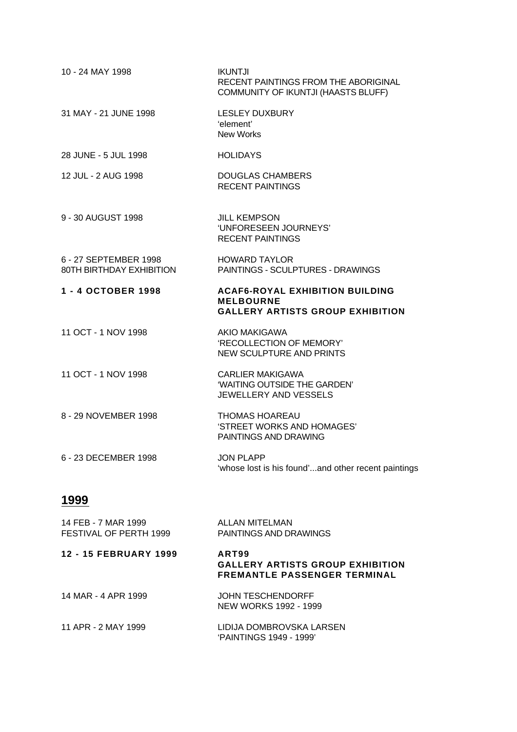| | |
|---|---|
| 10 - 24 MAY 1998 | IKUNTJI<br>RECENT PAINTINGS FROM THE ABORIGINAL COMMUNITY OF IKUNTJI (HAASTS BLUFF) |
| 31 MAY - 21 JUNE 1998 | LESLEY DUXBURY<br>'element'<br>New Works |
| 28 JUNE - 5 JUL 1998 | HOLIDAYS |
| 12 JUL - 2 AUG 1998 | DOUGLAS CHAMBERS<br>RECENT PAINTINGS |
| 9 - 30 AUGUST 1998 | JILL KEMPSON<br>'UNFORESEEN JOURNEYS'<br>RECENT PAINTINGS |
| 6 - 27 SEPTEMBER 1998<br>80TH BIRTHDAY EXHIBITION | HOWARD TAYLOR<br>PAINTINGS - SCULPTURES - DRAWINGS |
| **1 - 4 OCTOBER 1998** | **ACAF6-ROYAL EXHIBITION BUILDING MELBOURNE<br>GALLERY ARTISTS GROUP EXHIBITION** |
| 11 OCT - 1 NOV 1998 | AKIO MAKIGAWA<br>'RECOLLECTION OF MEMORY'<br>NEW SCULPTURE AND PRINTS |
| 11 OCT - 1 NOV 1998 | CARLIER MAKIGAWA<br>'WAITING OUTSIDE THE GARDEN'<br>JEWELLERY AND VESSELS |
| 8 - 29 NOVEMBER 1998 | THOMAS HOAREAU<br>'STREET WORKS AND HOMAGES'<br>PAINTINGS AND DRAWING |
| 6 - 23 DECEMBER 1998 | JON PLAPP<br>'whose lost is his found'...and other recent paintings |

## 1999

| | |
|---|---|
| 14 FEB - 7 MAR 1999<br>FESTIVAL OF PERTH 1999 | ALLAN MITELMAN<br>PAINTINGS AND DRAWINGS |
| **12 - 15 FEBRUARY 1999** | **ART99<br>GALLERY ARTISTS GROUP EXHIBITION<br>FREMANTLE PASSENGER TERMINAL** |
| 14 MAR - 4 APR 1999 | JOHN TESCHENDORFF<br>NEW WORKS 1992 - 1999 |
| 11 APR - 2 MAY 1999 | LIDIJA DOMBROVSKA LARSEN<br>'PAINTINGS 1949 - 1999' |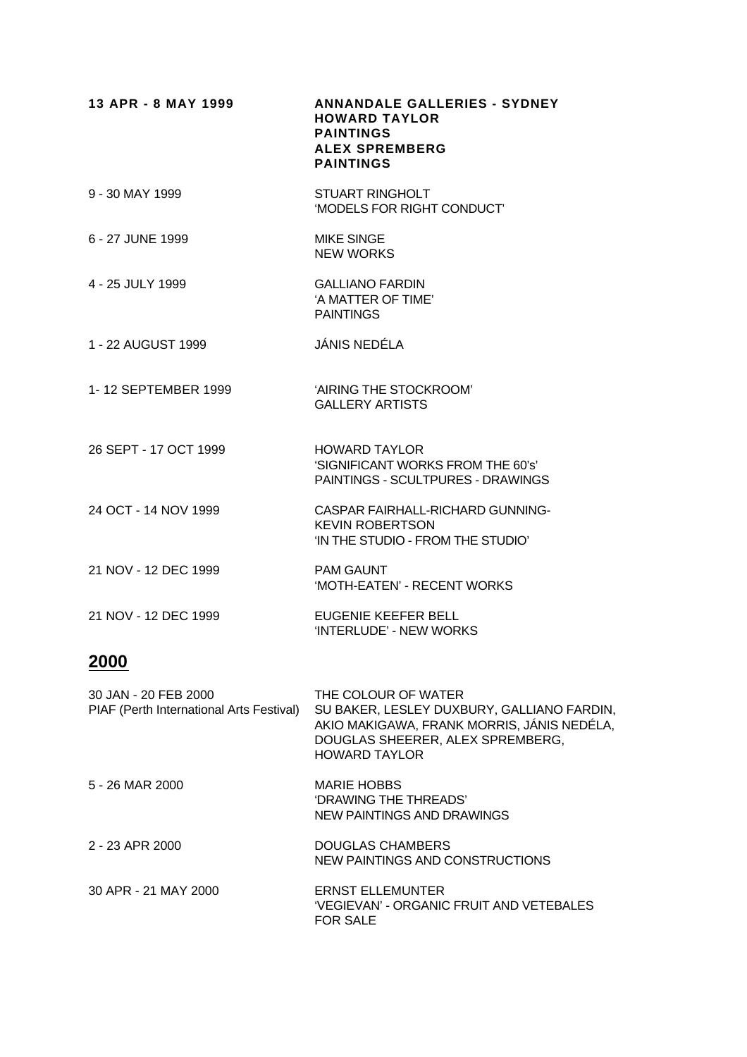| | |
|---|---|
| **13 APR - 8 MAY 1999** | **ANNANDALE GALLERIES - SYDNEY**<br>**HOWARD TAYLOR**<br>**PAINTINGS**<br>**ALEX SPREMBERG**<br>**PAINTINGS** |
| 9 - 30 MAY 1999 | STUART RINGHOLT<br>'MODELS FOR RIGHT CONDUCT' |
| 6 - 27 JUNE 1999 | MIKE SINGE<br>NEW WORKS |
| 4 - 25 JULY 1999 | GALLIANO FARDIN<br>'A MATTER OF TIME'<br>PAINTINGS |
| 1 - 22 AUGUST 1999 | JÁNIS NEDÉLA |
| 1- 12 SEPTEMBER 1999 | 'AIRING THE STOCKROOM'<br>GALLERY ARTISTS |
| 26 SEPT - 17 OCT 1999 | HOWARD TAYLOR<br>'SIGNIFICANT WORKS FROM THE 60's'<br>PAINTINGS - SCULTPURES - DRAWINGS |
| 24 OCT - 14 NOV 1999 | CASPAR FAIRHALL-RICHARD GUNNING-<br>KEVIN ROBERTSON<br>'IN THE STUDIO - FROM THE STUDIO' |
| 21 NOV - 12 DEC 1999 | PAM GAUNT<br>'MOTH-EATEN' - RECENT WORKS |
| 21 NOV - 12 DEC 1999 | EUGENIE KEEFER BELL<br>'INTERLUDE' - NEW WORKS |

## 2000

| | |
|---|---|
| 30 JAN - 20 FEB 2000<br>PIAF (Perth International Arts Festival) | THE COLOUR OF WATER<br>SU BAKER, LESLEY DUXBURY, GALLIANO FARDIN,<br>AKIO MAKIGAWA, FRANK MORRIS, JÁNIS NEDÉLA,<br>DOUGLAS SHEERER, ALEX SPREMBERG,<br>HOWARD TAYLOR |
| 5 - 26 MAR 2000 | MARIE HOBBS<br>'DRAWING THE THREADS'<br>NEW PAINTINGS AND DRAWINGS |
| 2 - 23 APR 2000 | DOUGLAS CHAMBERS<br>NEW PAINTINGS AND CONSTRUCTIONS |
| 30 APR - 21 MAY 2000 | ERNST ELLEMUNTER<br>'VEGIEVAN' - ORGANIC FRUIT AND VETEBALES<br>FOR SALE |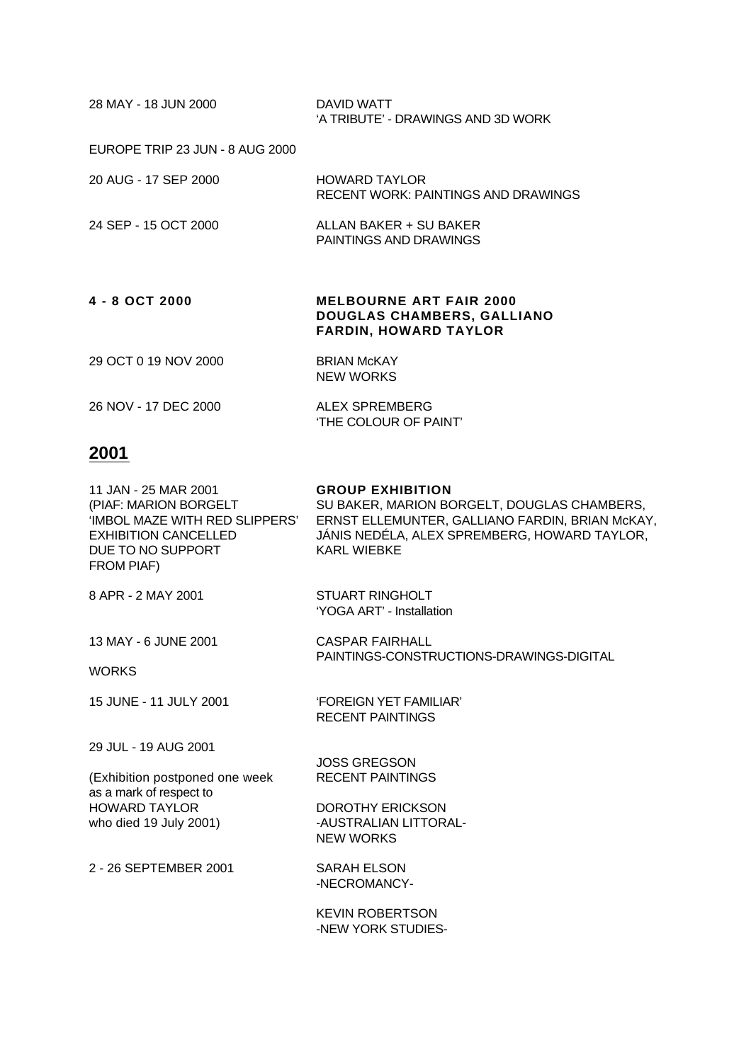| | |
|---|---|
| 28 MAY - 18 JUN 2000 | DAVID WATT<br>'A TRIBUTE' - DRAWINGS AND 3D WORK |
| EUROPE TRIP 23 JUN - 8 AUG 2000 | |
| 20 AUG - 17 SEP 2000 | HOWARD TAYLOR<br>RECENT WORK: PAINTINGS AND DRAWINGS |
| 24 SEP - 15 OCT 2000 | ALLAN BAKER + SU BAKER<br>PAINTINGS AND DRAWINGS |
| **4 - 8 OCT 2000** | **MELBOURNE ART FAIR 2000<br>DOUGLAS CHAMBERS, GALLIANO FARDIN, HOWARD TAYLOR** |
| 29 OCT 0 19 NOV 2000 | BRIAN McKAY<br>NEW WORKS |
| 26 NOV - 17 DEC 2000 | ALEX SPREMBERG<br>'THE COLOUR OF PAINT' |

## 2001

| | |
|---|---|
| 11 JAN - 25 MAR 2001<br>(PIAF: MARION BORGELT 'IMBOL MAZE WITH RED SLIPPERS' EXHIBITION CANCELLED DUE TO NO SUPPORT FROM PIAF) | **GROUP EXHIBITION**<br>SU BAKER, MARION BORGELT, DOUGLAS CHAMBERS, ERNST ELLEMUNTER, GALLIANO FARDIN, BRIAN McKAY, JÁNIS NEDÉLA, ALEX SPREMBERG, HOWARD TAYLOR, KARL WIEBKE |
| 8 APR - 2 MAY 2001 | STUART RINGHOLT<br>'YOGA ART' - Installation |
| 13 MAY - 6 JUNE 2001 | CASPAR FAIRHALL<br>PAINTINGS-CONSTRUCTIONS-DRAWINGS-DIGITAL WORKS |
| 15 JUNE - 11 JULY 2001 | 'FOREIGN YET FAMILIAR'<br>RECENT PAINTINGS |
| 29 JUL - 19 AUG 2001<br>(Exhibition postponed one week as a mark of respect to HOWARD TAYLOR who died 19 July 2001) | JOSS GREGSON<br>RECENT PAINTINGS<br><br>DOROTHY ERICKSON<br>-AUSTRALIAN LITTORAL-<br>NEW WORKS |
| 2 - 26 SEPTEMBER 2001 | SARAH ELSON<br>-NECROMANCY-<br><br>KEVIN ROBERTSON<br>-NEW YORK STUDIES- |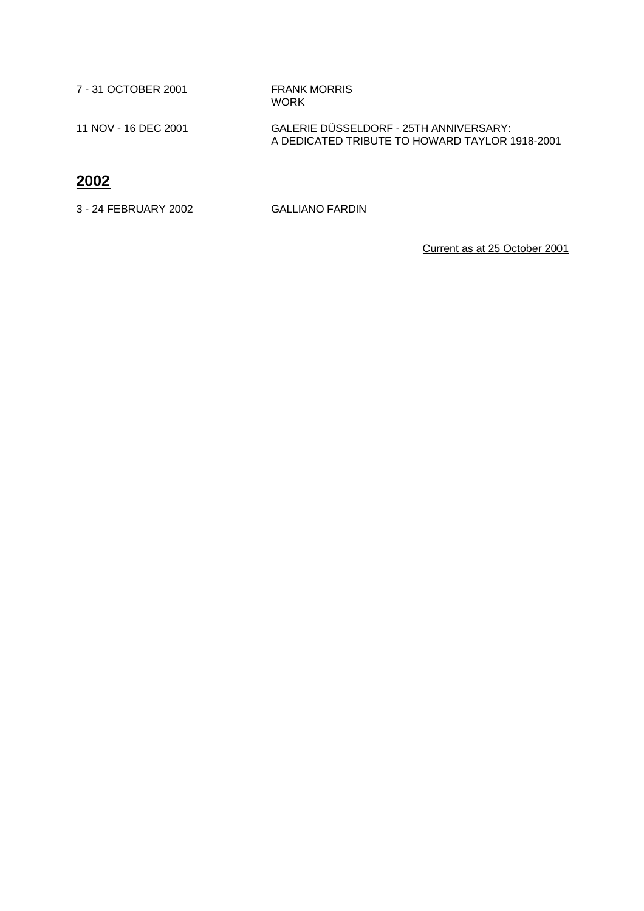| | |
|---|---|
| 7 - 31 OCTOBER 2001 | FRANK MORRIS<br>WORK |
| 11 NOV - 16 DEC 2001 | GALERIE DÜSSELDORF - 25TH ANNIVERSARY:<br>A DEDICATED TRIBUTE TO HOWARD TAYLOR 1918-2001 |

## 2002

| | |
|---|---|
| 3 - 24 FEBRUARY 2002 | GALLIANO FARDIN |

Current as at 25 October 2001